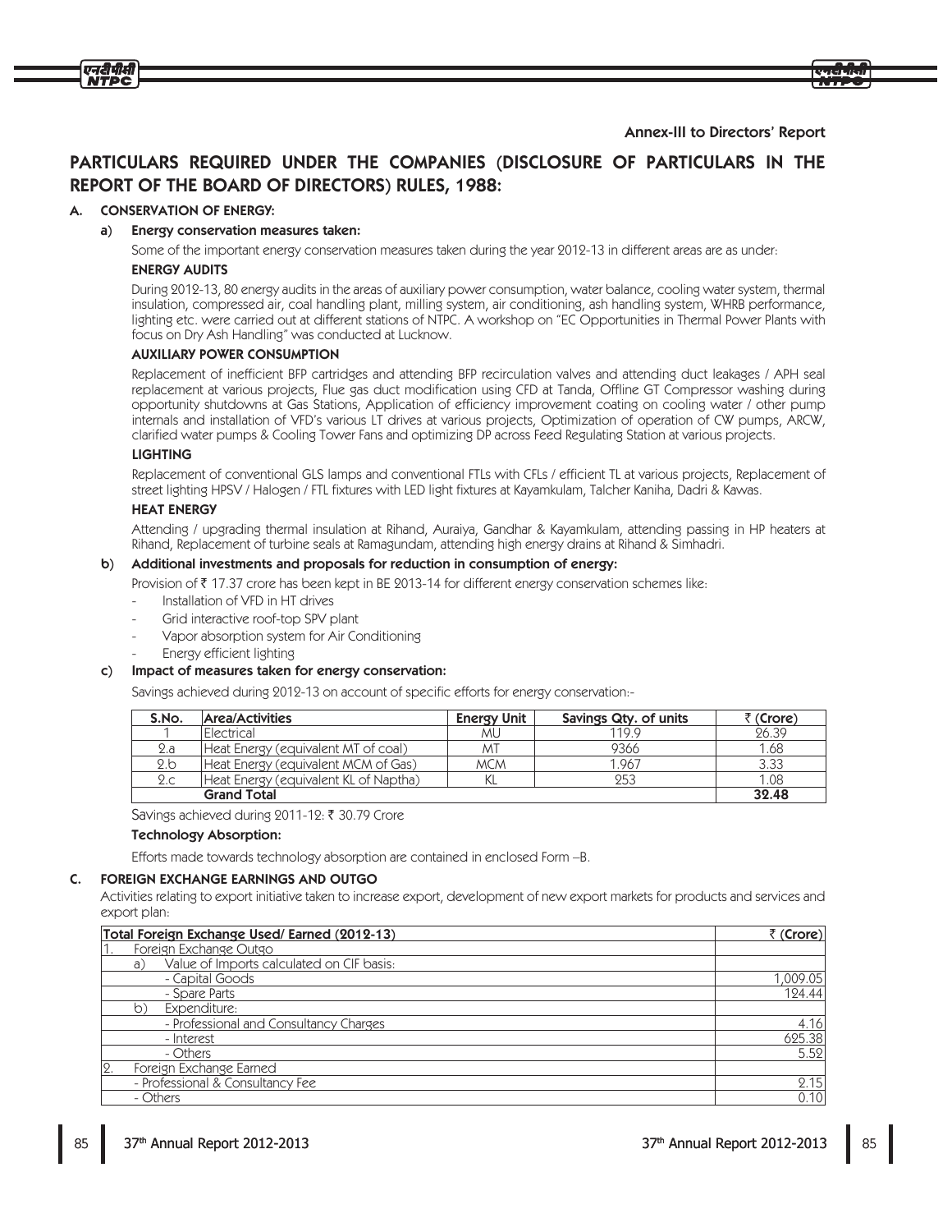Annex-III to Directors' Report

# PARTICULARS REQUIRED UNDER THE COMPANIES (DISCLOSURE OF PARTICULARS IN THE REPORT OF THE BOARD OF DIRECTORS) RULES, 1988:

## A. CONSERVATION OF ENERGY:

### a) Energy conservation measures taken:

Some of the important energy conservation measures taken during the year 2012-13 in different areas are as under:

**ENERGY AUDITS**

During 2012-13, 80 energy audits in the areas of auxiliary power consumption, water balance, cooling water system, thermal insulation, compressed air, coal handling plant, milling system, air conditioning, ash handling system, WHRB performance, lighting etc. were carried out at different stations of NTPC. A workshop on "EC Opportunities in Thermal Power Plants with focus on Dry Ash Handling" was conducted at Lucknow.

**AUXILIARY POWER CONSUMPTION**

Replacement of inefficient BFP cartridges and attending BFP recirculation valves and attending duct leakages / APH seal replacement at various projects, Flue gas duct modification using CFD at Tanda, Offline GT Compressor washing during opportunity shutdowns at Gas Stations, Application of efficiency improvement coating on cooling water / other pump internals and installation of VFD's various LT drives at various projects, Optimization of operation of CW pumps, ARCW, clarified water pumps & Cooling Tower Fans and optimizing DP across Feed Regulating Station at various projects.

**LIGHTING**

Replacement of conventional GLS lamps and conventional FTLs with CFLs / efficient TL at various projects, Replacement of street lighting HPSV / Halogen / FTL fixtures with LED light fixtures at Kayamkulam, Talcher Kaniha, Dadri & Kawas.

**HEAT ENERGY**

Attending / upgrading thermal insulation at Rihand, Auraiya, Gandhar & Kayamkulam, attending passing in HP heaters at Rihand, Replacement of turbine seals at Ramagundam, attending high energy drains at Rihand & Simhadri.

### b) Additional investments and proposals for reduction in consumption of energy:

Provision of ₹ 17.37 crore has been kept in BE 2013-14 for different energy conservation schemes like:

- Installation of VFD in HT drives
- Grid interactive roof-top SPV plant
- Vapor absorption system for Air Conditioning
- Energy efficient lighting

### c) Impact of measures taken for energy conservation:

Savings achieved during 2012-13 on account of specific efforts for energy conservation:-

| S.No. | Area/Activities | Energy Unit | Savings Qty. of units | ₹ (Crore) |
|---|---|---|---|---|
| 1 | Electrical | MU | 119.9 | 26.39 |
| 2.a | Heat Energy (equivalent MT of coal) | MT | 9366 | 1.68 |
| 2.b | Heat Energy (equivalent MCM of Gas) | MCM | 1.967 | 3.33 |
| 2.c | Heat Energy (equivalent KL of Naptha) | KL | 253 | 1.08 |
| | **Grand Total** | | | **32.48** |

Savings achieved during 2011-12: ₹ 30.79 Crore

**Technology Absorption:**

Efforts made towards technology absorption are contained in enclosed Form –B.

## C. FOREIGN EXCHANGE EARNINGS AND OUTGO

Activities relating to export initiative taken to increase export, development of new export markets for products and services and export plan:

| Total Foreign Exchange Used/ Earned (2012-13) | ₹ (Crore) |
|---|---|
| 1. Foreign Exchange Outgo | |
| a) Value of Imports calculated on CIF basis: | |
| - Capital Goods | 1,009.05 |
| - Spare Parts | 124.44 |
| b) Expenditure: | |
| - Professional and Consultancy Charges | 4.16 |
| - Interest | 625.38 |
| - Others | 5.52 |
| 2. Foreign Exchange Earned | |
| - Professional & Consultancy Fee | 2.15 |
| - Others | 0.10 |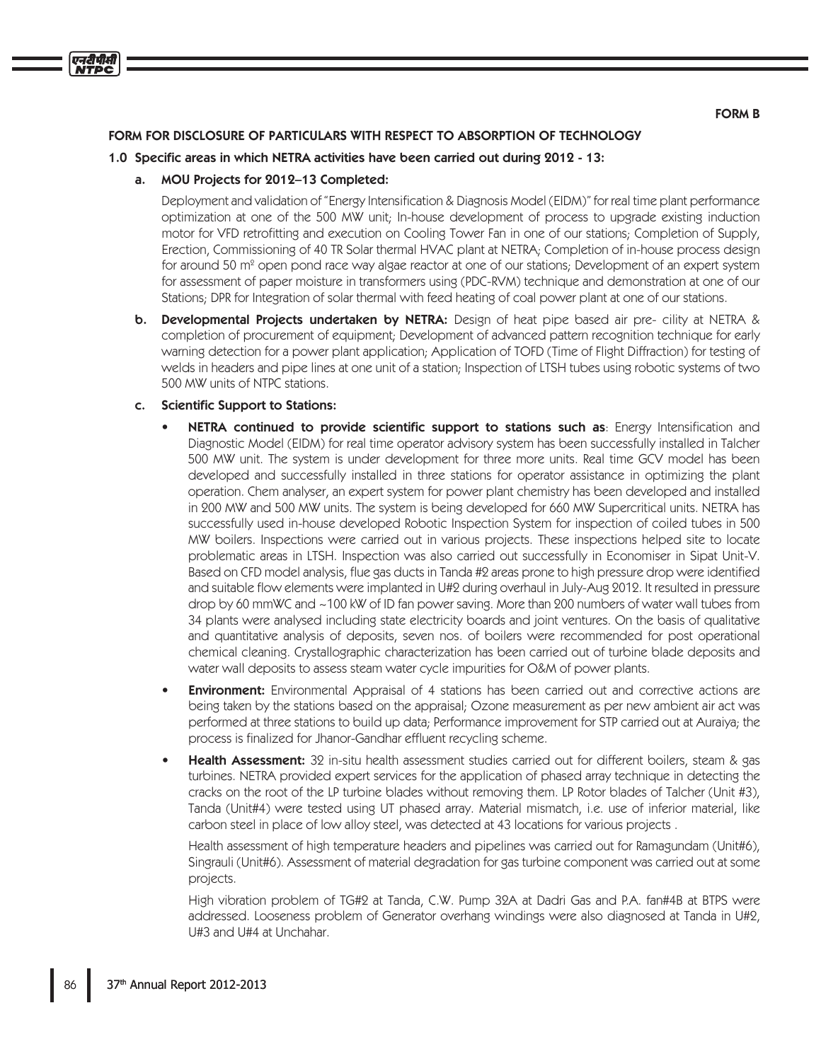**FORM B**

## FORM FOR DISCLOSURE OF PARTICULARS WITH RESPECT TO ABSORPTION OF TECHNOLOGY

### 1.0 Specific areas in which NETRA activities have been carried out during 2012 - 13:

**a. MOU Projects for 2012–13 Completed:**

Deployment and validation of "Energy Intensification & Diagnosis Model (EIDM)" for real time plant performance optimization at one of the 500 MW unit; In-house development of process to upgrade existing induction motor for VFD retrofitting and execution on Cooling Tower Fan in one of our stations; Completion of Supply, Erection, Commissioning of 40 TR Solar thermal HVAC plant at NETRA; Completion of in-house process design for around 50 $m^2$ open pond race way algae reactor at one of our stations; Development of an expert system for assessment of paper moisture in transformers using (PDC-RVM) technique and demonstration at one of our Stations; DPR for Integration of solar thermal with feed heating of coal power plant at one of our stations.

**b. Developmental Projects undertaken by NETRA:** Design of heat pipe based air pre- cility at NETRA & completion of procurement of equipment; Development of advanced pattern recognition technique for early warning detection for a power plant application; Application of TOFD (Time of Flight Diffraction) for testing of welds in headers and pipe lines at one unit of a station; Inspection of LTSH tubes using robotic systems of two 500 MW units of NTPC stations.

**c. Scientific Support to Stations:**

- **NETRA continued to provide scientific support to stations such as**: Energy Intensification and Diagnostic Model (EIDM) for real time operator advisory system has been successfully installed in Talcher 500 MW unit. The system is under development for three more units. Real time GCV model has been developed and successfully installed in three stations for operator assistance in optimizing the plant operation. Chem analyser, an expert system for power plant chemistry has been developed and installed in 200 MW and 500 MW units. The system is being developed for 660 MW Supercritical units. NETRA has successfully used in-house developed Robotic Inspection System for inspection of coiled tubes in 500 MW boilers. Inspections were carried out in various projects. These inspections helped site to locate problematic areas in LTSH. Inspection was also carried out successfully in Economiser in Sipat Unit-V. Based on CFD model analysis, flue gas ducts in Tanda #2 areas prone to high pressure drop were identified and suitable flow elements were implanted in U#2 during overhaul in July-Aug 2012. It resulted in pressure drop by 60 mmWC and ~100 kW of ID fan power saving. More than 200 numbers of water wall tubes from 34 plants were analysed including state electricity boards and joint ventures. On the basis of qualitative and quantitative analysis of deposits, seven nos. of boilers were recommended for post operational chemical cleaning. Crystallographic characterization has been carried out of turbine blade deposits and water wall deposits to assess steam water cycle impurities for O&M of power plants.

- **Environment:** Environmental Appraisal of 4 stations has been carried out and corrective actions are being taken by the stations based on the appraisal; Ozone measurement as per new ambient air act was performed at three stations to build up data; Performance improvement for STP carried out at Auraiya; the process is finalized for Jhanor-Gandhar effluent recycling scheme.

- **Health Assessment:** 32 in-situ health assessment studies carried out for different boilers, steam & gas turbines. NETRA provided expert services for the application of phased array technique in detecting the cracks on the root of the LP turbine blades without removing them. LP Rotor blades of Talcher (Unit #3), Tanda (Unit#4) were tested using UT phased array. Material mismatch, i.e. use of inferior material, like carbon steel in place of low alloy steel, was detected at 43 locations for various projects .

  Health assessment of high temperature headers and pipelines was carried out for Ramagundam (Unit#6), Singrauli (Unit#6). Assessment of material degradation for gas turbine component was carried out at some projects.

  High vibration problem of TG#2 at Tanda, C.W. Pump 32A at Dadri Gas and P.A. fan#4B at BTPS were addressed. Looseness problem of Generator overhang windings were also diagnosed at Tanda in U#2, U#3 and U#4 at Unchahar.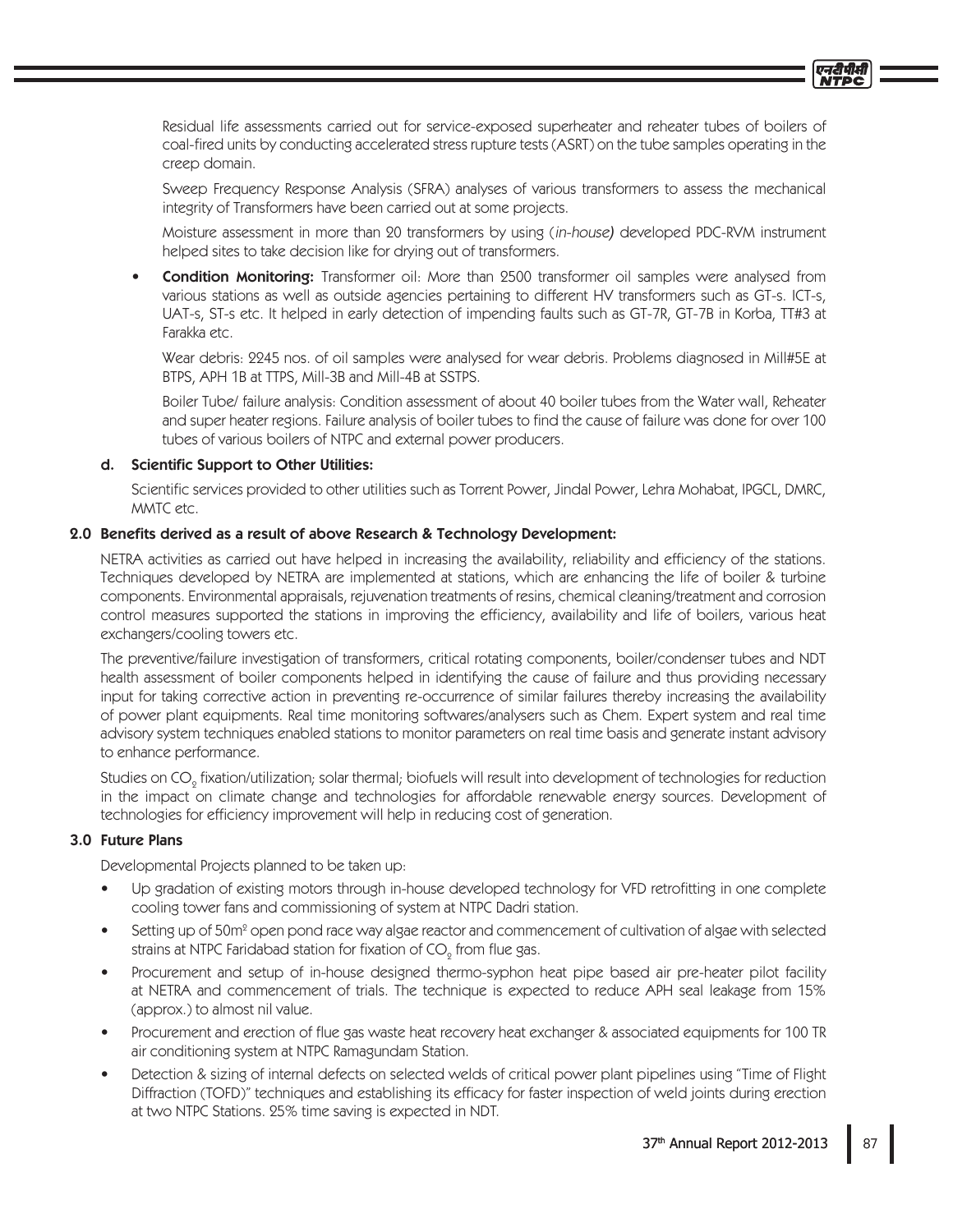Residual life assessments carried out for service-exposed superheater and reheater tubes of boilers of coal-fired units by conducting accelerated stress rupture tests (ASRT) on the tube samples operating in the creep domain.

Sweep Frequency Response Analysis (SFRA) analyses of various transformers to assess the mechanical integrity of Transformers have been carried out at some projects.

Moisture assessment in more than 20 transformers by using (*in-house)* developed PDC-RVM instrument helped sites to take decision like for drying out of transformers.

- **Condition Monitoring:** Transformer oil: More than 2500 transformer oil samples were analysed from various stations as well as outside agencies pertaining to different HV transformers such as GT-s. ICT-s, UAT-s, ST-s etc. It helped in early detection of impending faults such as GT-7R, GT-7B in Korba, TT#3 at Farakka etc.

  Wear debris: 2245 nos. of oil samples were analysed for wear debris. Problems diagnosed in Mill#5E at BTPS, APH 1B at TTPS, Mill-3B and Mill-4B at SSTPS.

  Boiler Tube/ failure analysis: Condition assessment of about 40 boiler tubes from the Water wall, Reheater and super heater regions. Failure analysis of boiler tubes to find the cause of failure was done for over 100 tubes of various boilers of NTPC and external power producers.

### d. Scientific Support to Other Utilities:

Scientific services provided to other utilities such as Torrent Power, Jindal Power, Lehra Mohabat, IPGCL, DMRC, MMTC etc.

## 2.0 Benefits derived as a result of above Research & Technology Development:

NETRA activities as carried out have helped in increasing the availability, reliability and efficiency of the stations. Techniques developed by NETRA are implemented at stations, which are enhancing the life of boiler & turbine components. Environmental appraisals, rejuvenation treatments of resins, chemical cleaning/treatment and corrosion control measures supported the stations in improving the efficiency, availability and life of boilers, various heat exchangers/cooling towers etc.

The preventive/failure investigation of transformers, critical rotating components, boiler/condenser tubes and NDT health assessment of boiler components helped in identifying the cause of failure and thus providing necessary input for taking corrective action in preventing re-occurrence of similar failures thereby increasing the availability of power plant equipments. Real time monitoring softwares/analysers such as Chem. Expert system and real time advisory system techniques enabled stations to monitor parameters on real time basis and generate instant advisory to enhance performance.

Studies on $CO_2$ fixation/utilization; solar thermal; biofuels will result into development of technologies for reduction in the impact on climate change and technologies for affordable renewable energy sources. Development of technologies for efficiency improvement will help in reducing cost of generation.

## 3.0 Future Plans

Developmental Projects planned to be taken up:

- Up gradation of existing motors through in-house developed technology for VFD retrofitting in one complete cooling tower fans and commissioning of system at NTPC Dadri station.
- Setting up of 50m$^2$ open pond race way algae reactor and commencement of cultivation of algae with selected strains at NTPC Faridabad station for fixation of $CO_2$ from flue gas.
- Procurement and setup of in-house designed thermo-syphon heat pipe based air pre-heater pilot facility at NETRA and commencement of trials. The technique is expected to reduce APH seal leakage from 15% (approx.) to almost nil value.
- Procurement and erection of flue gas waste heat recovery heat exchanger & associated equipments for 100 TR air conditioning system at NTPC Ramagundam Station.
- Detection & sizing of internal defects on selected welds of critical power plant pipelines using "Time of Flight Diffraction (TOFD)" techniques and establishing its efficacy for faster inspection of weld joints during erection at two NTPC Stations. 25% time saving is expected in NDT.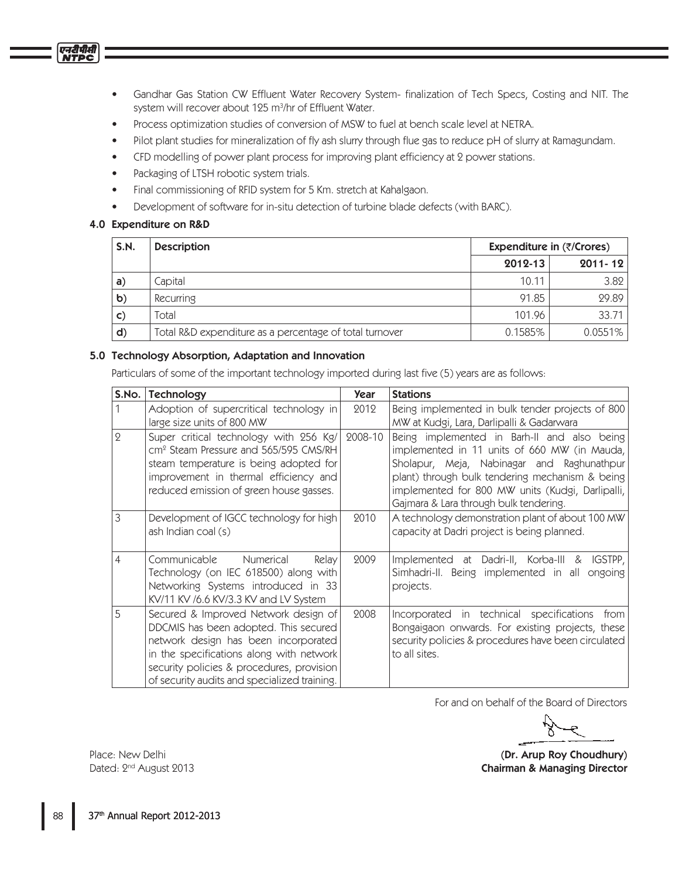- Gandhar Gas Station CW Effluent Water Recovery System- finalization of Tech Specs, Costing and NIT. The system will recover about 125 $m^3$/hr of Effluent Water.
- Process optimization studies of conversion of MSW to fuel at bench scale level at NETRA.
- Pilot plant studies for mineralization of fly ash slurry through flue gas to reduce pH of slurry at Ramagundam.
- CFD modelling of power plant process for improving plant efficiency at 2 power stations.
- Packaging of LTSH robotic system trials.
- Final commissioning of RFID system for 5 Km. stretch at Kahalgaon.
- Development of software for in-situ detection of turbine blade defects (with BARC).

## 4.0 Expenditure on R&D

| S.N. | Description | Expenditure in (₹/Crores) | |
|---|---|---|---|
| | | 2012-13 | 2011- 12 |
| a) | Capital | 10.11 | 3.82 |
| b) | Recurring | 91.85 | 29.89 |
| c) | Total | 101.96 | 33.71 |
| d) | Total R&D expenditure as a percentage of total turnover | 0.1585% | 0.0551% |

## 5.0 Technology Absorption, Adaptation and Innovation

Particulars of some of the important technology imported during last five (5) years are as follows:

| S.No. | Technology | Year | Stations |
|---|---|---|---|
| 1 | Adoption of supercritical technology in large size units of 800 MW | 2012 | Being implemented in bulk tender projects of 800 MW at Kudgi, Lara, Darlipalli & Gadarwara |
| 2 | Super critical technology with 256 Kg/ $cm^2$ Steam Pressure and 565/595 CMS/RH steam temperature is being adopted for improvement in thermal efficiency and reduced emission of green house gasses. | 2008-10 | Being implemented in Barh-II and also being implemented in 11 units of 660 MW (in Mauda, Sholapur, Meja, Nabinagar and Raghunathpur plant) through bulk tendering mechanism & being implemented for 800 MW units (Kudgi, Darlipalli, Gajmara & Lara through bulk tendering. |
| 3 | Development of IGCC technology for high ash Indian coal (s) | 2010 | A technology demonstration plant of about 100 MW capacity at Dadri project is being planned. |
| 4 | Communicable Numerical Relay Technology (on IEC 618500) along with Networking Systems introduced in 33 KV/11 KV /6.6 KV/3.3 KV and LV System | 2009 | Implemented at Dadri-II, Korba-III & IGSTPP, Simhadri-II. Being implemented in all ongoing projects. |
| 5 | Secured & Improved Network design of DDCMIS has been adopted. This secured network design has been incorporated in the specifications along with network security policies & procedures, provision of security audits and specialized training. | 2008 | Incorporated in technical specifications from Bongaigaon onwards. For existing projects, these security policies & procedures have been circulated to all sites. |

For and on behalf of the Board of Directors

**(Dr. Arup Roy Choudhury)**
**Chairman & Managing Director**

Place: New Delhi
Dated: 2nd August 2013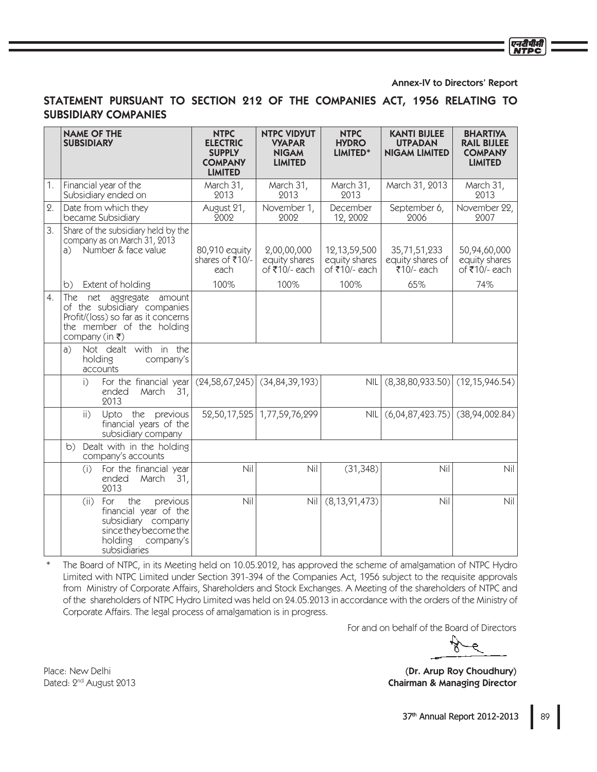Annex-IV to Directors' Report

## STATEMENT PURSUANT TO SECTION 212 OF THE COMPANIES ACT, 1956 RELATING TO SUBSIDIARY COMPANIES

| | NAME OF THE SUBSIDIARY | NTPC ELECTRIC SUPPLY COMPANY LIMITED | NTPC VIDYUT VYAPAR NIGAM LIMITED | NTPC HYDRO LIMITED* | KANTI BIJLEE UTPADAN NIGAM LIMITED | BHARTIYA RAIL BIJLEE COMPANY LIMITED |
|---|---|---|---|---|---|---|
| 1. | Financial year of the Subsidiary ended on | March 31, 2013 | March 31, 2013 | March 31, 2013 | March 31, 2013 | March 31, 2013 |
| 2. | Date from which they became Subsidiary | August 21, 2002 | November 1, 2002 | December 12, 2002 | September 6, 2006 | November 22, 2007 |
| 3. | Share of the subsidiary held by the company as on March 31, 2013<br>a) Number & face value | 80,910 equity shares of ₹10/- each | 2,00,00,000 equity shares of ₹10/- each | 12,13,59,500 equity shares of ₹10/- each | 35,71,51,233 equity shares of ₹10/- each | 50,94,60,000 equity shares of ₹10/- each |
| | b) Extent of holding | 100% | 100% | 100% | 65% | 74% |
| 4. | The net aggregate amount of the subsidiary companies Profit/(loss) so far as it concerns the member of the holding company (in ₹) | | | | | |
| | a) Not dealt with in the holding company's accounts | | | | | |
| | i) For the financial year ended March 31, 2013 | (24,58,67,245) | (34,84,39,193) | NIL | (8,38,80,933.50) | (12,15,946.54) |
| | ii) Upto the previous financial years of the subsidiary company | 52,50,17,525 | 1,77,59,76,299 | NIL | (6,04,87,423.75) | (38,94,002.84) |
| | b) Dealt with in the holding company's accounts | | | | | |
| | (i) For the financial year ended March 31, 2013 | Nil | Nil | (31,348) | Nil | Nil |
| | (ii) For the previous financial year of the subsidiary company since they become the holding company's subsidiaries | Nil | Nil | (8,13,91,473) | Nil | Nil |

\* The Board of NTPC, in its Meeting held on 10.05.2012, has approved the scheme of amalgamation of NTPC Hydro Limited with NTPC Limited under Section 391-394 of the Companies Act, 1956 subject to the requisite approvals from Ministry of Corporate Affairs, Shareholders and Stock Exchanges. A Meeting of the shareholders of NTPC and of the shareholders of NTPC Hydro Limited was held on 24.05.2013 in accordance with the orders of the Ministry of Corporate Affairs. The legal process of amalgamation is in progress.

For and on behalf of the Board of Directors

**(Dr. Arup Roy Choudhury)**
**Chairman & Managing Director**

Place: New Delhi
Dated: 2nd August 2013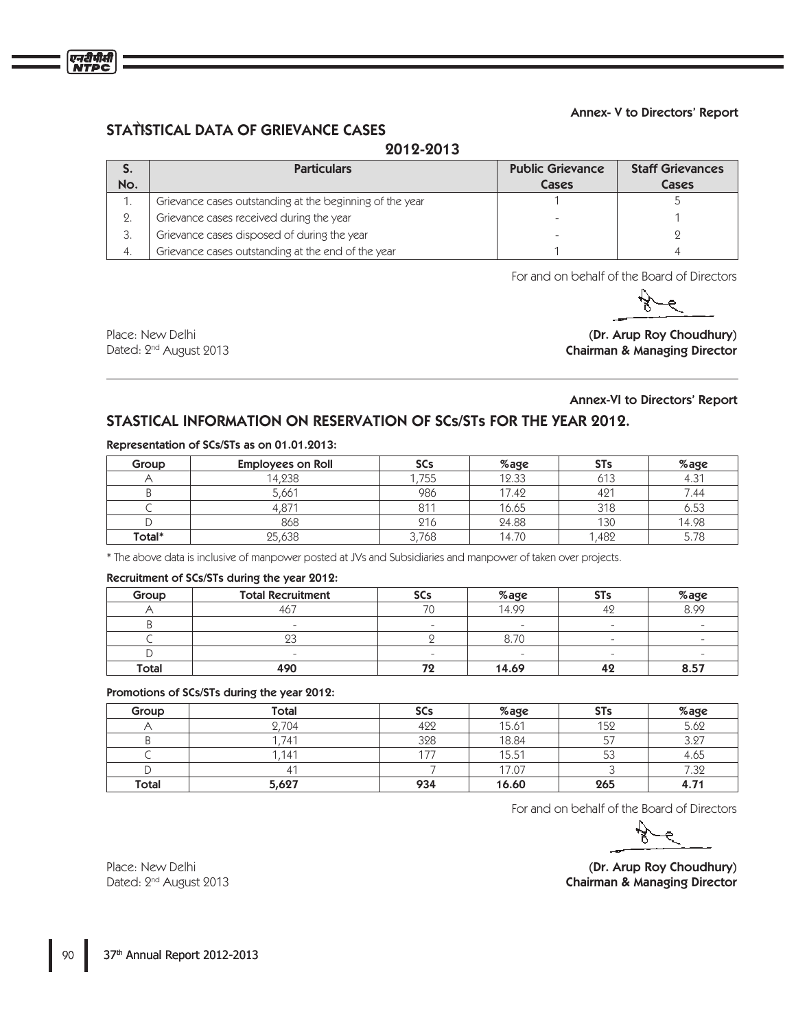Annex- V to Directors' Report

## STATISTICAL DATA OF GRIEVANCE CASES

### 2012-2013

| S. No. | Particulars | Public Grievance Cases | Staff Grievances Cases |
|---|---|---|---|
| 1. | Grievance cases outstanding at the beginning of the year | 1 | 5 |
| 2. | Grievance cases received during the year | - | 1 |
| 3. | Grievance cases disposed of during the year | - | 2 |
| 4. | Grievance cases outstanding at the end of the year | 1 | 4 |

For and on behalf of the Board of Directors

Place: New Delhi
Dated: 2nd August 2013

**(Dr. Arup Roy Choudhury)**
**Chairman & Managing Director**

---

Annex-VI to Directors' Report

## STASTICAL INFORMATION ON RESERVATION OF SCs/STs FOR THE YEAR 2012.

**Representation of SCs/STs as on 01.01.2013:**

| Group | Employees on Roll | SCs | %age | STs | %age |
|---|---|---|---|---|---|
| A | 14,238 | 1,755 | 12.33 | 613 | 4.31 |
| B | 5,661 | 986 | 17.42 | 421 | 7.44 |
| C | 4,871 | 811 | 16.65 | 318 | 6.53 |
| D | 868 | 216 | 24.88 | 130 | 14.98 |
| **Total*** | 25,638 | 3,768 | 14.70 | 1,482 | 5.78 |

* The above data is inclusive of manpower posted at JVs and Subsidiaries and manpower of taken over projects.

**Recruitment of SCs/STs during the year 2012:**

| Group | Total Recruitment | SCs | %age | STs | %age |
|---|---|---|---|---|---|
| A | 467 | 70 | 14.99 | 42 | 8.99 |
| B | - | - | - | - | - |
| C | 23 | 2 | 8.70 | - | - |
| D | - | - | - | - | - |
| **Total** | **490** | **72** | **14.69** | **42** | **8.57** |

**Promotions of SCs/STs during the year 2012:**

| Group | Total | SCs | %age | STs | %age |
|---|---|---|---|---|---|
| A | 2,704 | 422 | 15.61 | 152 | 5.62 |
| B | 1,741 | 328 | 18.84 | 57 | 3.27 |
| C | 1,141 | 177 | 15.51 | 53 | 4.65 |
| D | 41 | 7 | 17.07 | 3 | 7.32 |
| **Total** | **5,627** | **934** | **16.60** | **265** | **4.71** |

For and on behalf of the Board of Directors

Place: New Delhi
Dated: 2nd August 2013

**(Dr. Arup Roy Choudhury)**
**Chairman & Managing Director**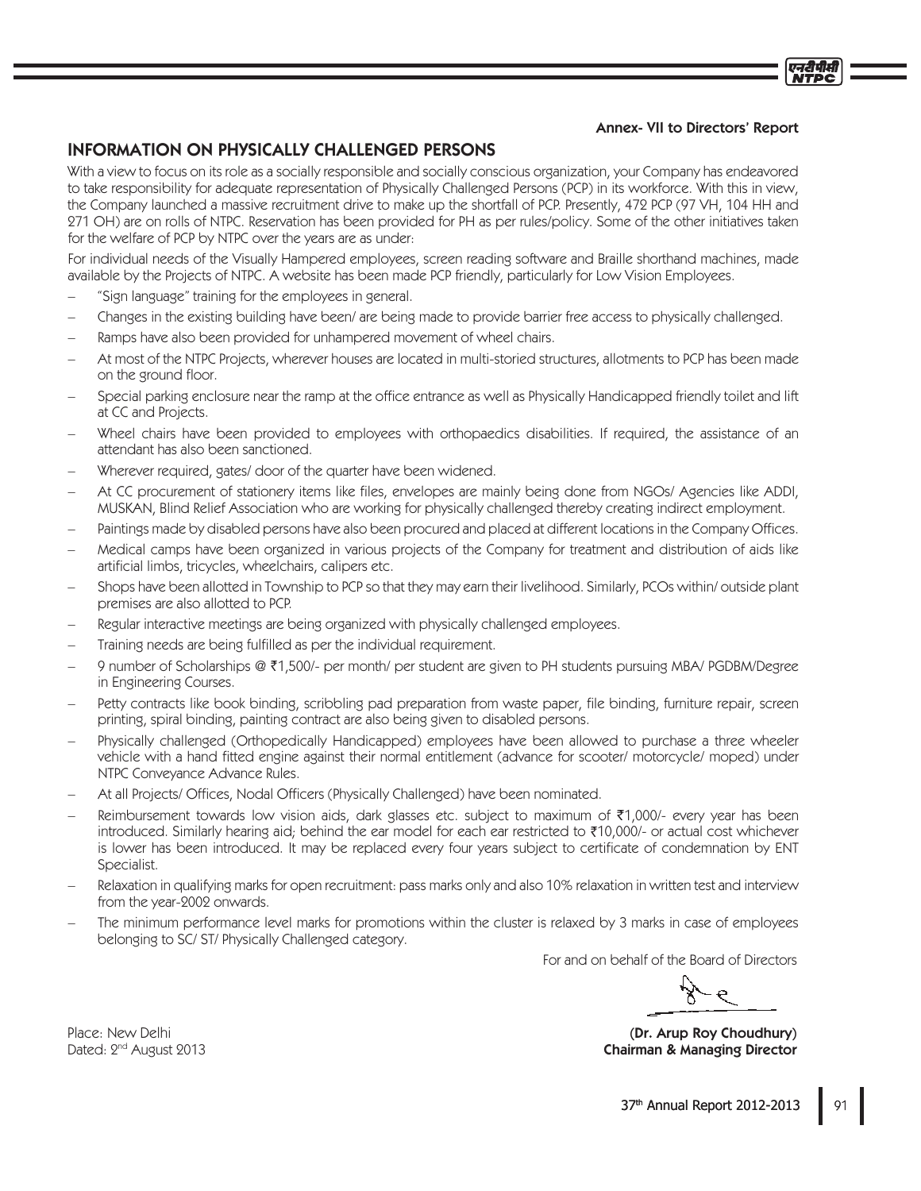**Annex- VII to Directors' Report**

## INFORMATION ON PHYSICALLY CHALLENGED PERSONS

With a view to focus on its role as a socially responsible and socially conscious organization, your Company has endeavored to take responsibility for adequate representation of Physically Challenged Persons (PCP) in its workforce. With this in view, the Company launched a massive recruitment drive to make up the shortfall of PCP. Presently, 472 PCP (97 VH, 104 HH and 271 OH) are on rolls of NTPC. Reservation has been provided for PH as per rules/policy. Some of the other initiatives taken for the welfare of PCP by NTPC over the years are as under:

For individual needs of the Visually Hampered employees, screen reading software and Braille shorthand machines, made available by the Projects of NTPC. A website has been made PCP friendly, particularly for Low Vision Employees.

- "Sign language" training for the employees in general.
- Changes in the existing building have been/ are being made to provide barrier free access to physically challenged.
- Ramps have also been provided for unhampered movement of wheel chairs.
- At most of the NTPC Projects, wherever houses are located in multi-storied structures, allotments to PCP has been made on the ground floor.
- Special parking enclosure near the ramp at the office entrance as well as Physically Handicapped friendly toilet and lift at CC and Projects.
- Wheel chairs have been provided to employees with orthopaedics disabilities. If required, the assistance of an attendant has also been sanctioned.
- Wherever required, gates/ door of the quarter have been widened.
- At CC procurement of stationery items like files, envelopes are mainly being done from NGOs/ Agencies like ADDI, MUSKAN, Blind Relief Association who are working for physically challenged thereby creating indirect employment.
- Paintings made by disabled persons have also been procured and placed at different locations in the Company Offices.
- Medical camps have been organized in various projects of the Company for treatment and distribution of aids like artificial limbs, tricycles, wheelchairs, calipers etc.
- Shops have been allotted in Township to PCP so that they may earn their livelihood. Similarly, PCOs within/ outside plant premises are also allotted to PCP.
- Regular interactive meetings are being organized with physically challenged employees.
- Training needs are being fulfilled as per the individual requirement.
- 9 number of Scholarships @ ₹1,500/- per month/ per student are given to PH students pursuing MBA/ PGDBM/Degree in Engineering Courses.
- Petty contracts like book binding, scribbling pad preparation from waste paper, file binding, furniture repair, screen printing, spiral binding, painting contract are also being given to disabled persons.
- Physically challenged (Orthopedically Handicapped) employees have been allowed to purchase a three wheeler vehicle with a hand fitted engine against their normal entitlement (advance for scooter/ motorcycle/ moped) under NTPC Conveyance Advance Rules.
- At all Projects/ Offices, Nodal Officers (Physically Challenged) have been nominated.
- Reimbursement towards low vision aids, dark glasses etc. subject to maximum of ₹1,000/- every year has been introduced. Similarly hearing aid; behind the ear model for each ear restricted to ₹10,000/- or actual cost whichever is lower has been introduced. It may be replaced every four years subject to certificate of condemnation by ENT Specialist.
- Relaxation in qualifying marks for open recruitment: pass marks only and also 10% relaxation in written test and interview from the year-2002 onwards.
- The minimum performance level marks for promotions within the cluster is relaxed by 3 marks in case of employees belonging to SC/ ST/ Physically Challenged category.

For and on behalf of the Board of Directors

**(Dr. Arup Roy Choudhury)**
**Chairman & Managing Director**

Place: New Delhi
Dated: 2nd August 2013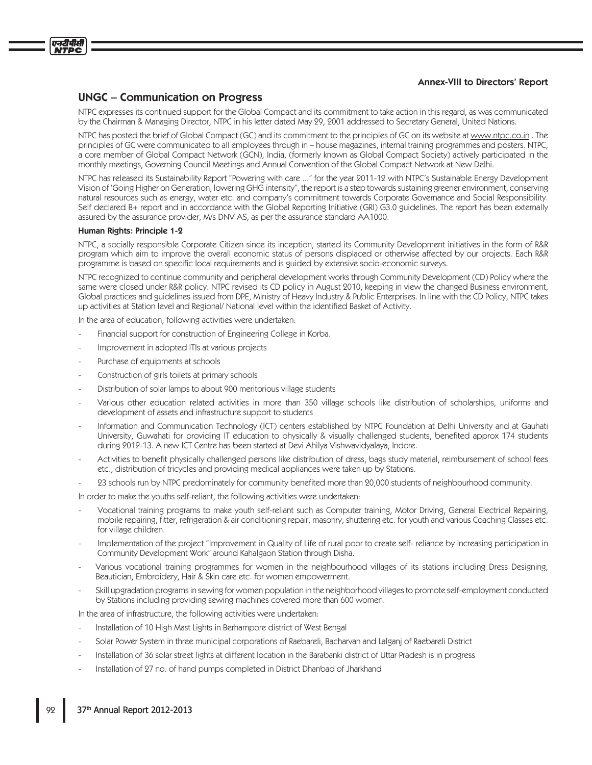Annex-VIII to Directors' Report

## UNGC – Communication on Progress

NTPC expresses its continued support for the Global Compact and its commitment to take action in this regard, as was communicated by the Chairman & Managing Director, NTPC in his letter dated May 29, 2001 addressed to Secretary General, United Nations.

NTPC has posted the brief of Global Compact (GC) and its commitment to the principles of GC on its website at www.ntpc.co.in . The principles of GC were communicated to all employees through in – house magazines, internal training programmes and posters. NTPC, a core member of Global Compact Network (GCN), India, (formerly known as Global Compact Society) actively participated in the monthly meetings, Governing Council Meetings and Annual Convention of the Global Compact Network at New Delhi.

NTPC has released its Sustainability Report "Powering with care …" for the year 2011-12 with NTPC's Sustainable Energy Development Vision of 'Going Higher on Generation, lowering GHG intensity", the report is a step towards sustaining greener environment, conserving natural resources such as energy, water etc. and company's commitment towards Corporate Governance and Social Responsibility. Self declared B+ report and in accordance with the Global Reporting Initiative (GRI) G3.0 guidelines. The report has been externally assured by the assurance provider, M/s DNV AS, as per the assurance standard AA1000.

**Human Rights: Principle 1-2**

NTPC, a socially responsible Corporate Citizen since its inception, started its Community Development initiatives in the form of R&R program which aim to improve the overall economic status of persons displaced or otherwise affected by our projects. Each R&R programme is based on specific local requirements and is guided by extensive socio-economic surveys.

NTPC recognized to continue community and peripheral development works through Community Development (CD) Policy where the same were closed under R&R policy. NTPC revised its CD policy in August 2010, keeping in view the changed Business environment, Global practices and guidelines issued from DPE, Ministry of Heavy Industry & Public Enterprises. In line with the CD Policy, NTPC takes up activities at Station level and Regional/ National level within the identified Basket of Activity.

In the area of education, following activities were undertaken:

- Financial support for construction of Engineering College in Korba.
- Improvement in adopted ITIs at various projects
- Purchase of equipments at schools
- Construction of girls toilets at primary schools
- Distribution of solar lamps to about 900 meritorious village students
- Various other education related activities in more than 350 village schools like distribution of scholarships, uniforms and development of assets and infrastructure support to students
- Information and Communication Technology (ICT) centers established by NTPC Foundation at Delhi University and at Gauhati University, Guwahati for providing IT education to physically & visually challenged students, benefited approx 174 students during 2012-13. A new ICT Centre has been started at Devi Ahilya Vishwavidyalaya, Indore.
- Activities to benefit physically challenged persons like distribution of dress, bags study material, reimbursement of school fees etc., distribution of tricycles and providing medical appliances were taken up by Stations.
- 23 schools run by NTPC predominately for community benefited more than 20,000 students of neighbourhood community.

In order to make the youths self-reliant, the following activities were undertaken:

- Vocational training programs to make youth self-reliant such as Computer training, Motor Driving, General Electrical Repairing, mobile repairing, fitter, refrigeration & air conditioning repair, masonry, shuttering etc. for youth and various Coaching Classes etc. for village children.
- Implementation of the project "Improvement in Quality of Life of rural poor to create self- reliance by increasing participation in Community Development Work" around Kahalgaon Station through Disha.
- Various vocational training programmes for women in the neighbourhood villages of its stations including Dress Designing, Beautician, Embroidery, Hair & Skin care etc. for women empowerment.
- Skill upgradation programs in sewing for women population in the neighborhood villages to promote self-employment conducted by Stations including providing sewing machines covered more than 600 women.

In the area of infrastructure, the following activities were undertaken:

- Installation of 10 High Mast Lights in Berhampore district of West Bengal
- Solar Power System in three municipal corporations of Raebareli, Bacharvan and Lalganj of Raebareli District
- Installation of 36 solar street lights at different location in the Barabanki district of Uttar Pradesh is in progress
- Installation of 27 no. of hand pumps completed in District Dhanbad of Jharkhand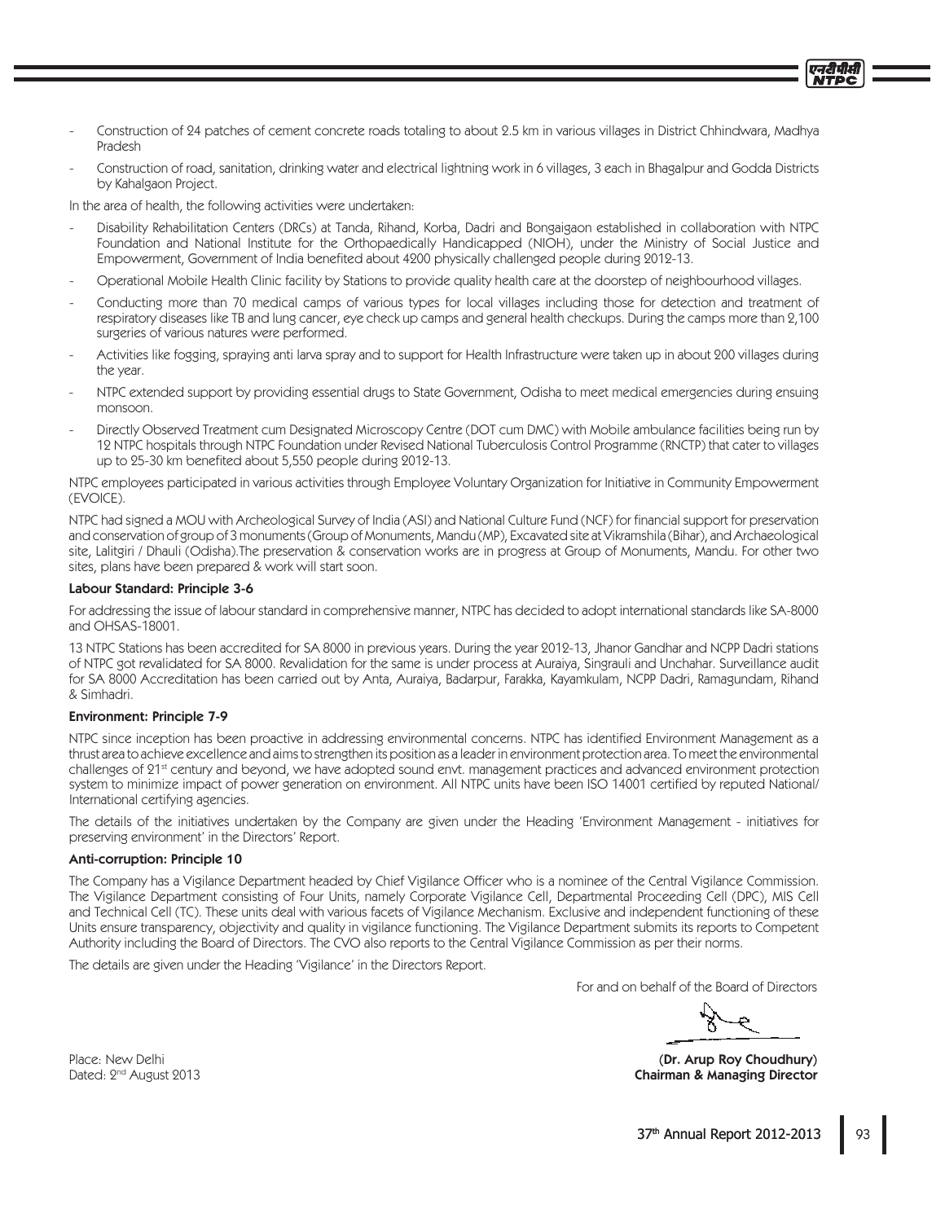- Construction of 24 patches of cement concrete roads totaling to about 2.5 km in various villages in District Chhindwara, Madhya Pradesh
- Construction of road, sanitation, drinking water and electrical lightning work in 6 villages, 3 each in Bhagalpur and Godda Districts by Kahalgaon Project.

In the area of health, the following activities were undertaken:

- Disability Rehabilitation Centers (DRCs) at Tanda, Rihand, Korba, Dadri and Bongaigaon established in collaboration with NTPC Foundation and National Institute for the Orthopaedically Handicapped (NIOH), under the Ministry of Social Justice and Empowerment, Government of India benefited about 4200 physically challenged people during 2012-13.
- Operational Mobile Health Clinic facility by Stations to provide quality health care at the doorstep of neighbourhood villages.
- Conducting more than 70 medical camps of various types for local villages including those for detection and treatment of respiratory diseases like TB and lung cancer, eye check up camps and general health checkups. During the camps more than 2,100 surgeries of various natures were performed.
- Activities like fogging, spraying anti larva spray and to support for Health Infrastructure were taken up in about 200 villages during the year.
- NTPC extended support by providing essential drugs to State Government, Odisha to meet medical emergencies during ensuing monsoon.
- Directly Observed Treatment cum Designated Microscopy Centre (DOT cum DMC) with Mobile ambulance facilities being run by 12 NTPC hospitals through NTPC Foundation under Revised National Tuberculosis Control Programme (RNCTP) that cater to villages up to 25-30 km benefited about 5,550 people during 2012-13.

NTPC employees participated in various activities through Employee Voluntary Organization for Initiative in Community Empowerment (EVOICE).

NTPC had signed a MOU with Archeological Survey of India (ASI) and National Culture Fund (NCF) for financial support for preservation and conservation of group of 3 monuments (Group of Monuments, Mandu (MP), Excavated site at Vikramshila (Bihar), and Archaeological site, Lalitgiri / Dhauli (Odisha).The preservation & conservation works are in progress at Group of Monuments, Mandu. For other two sites, plans have been prepared & work will start soon.

**Labour Standard: Principle 3-6**

For addressing the issue of labour standard in comprehensive manner, NTPC has decided to adopt international standards like SA-8000 and OHSAS-18001.

13 NTPC Stations has been accredited for SA 8000 in previous years. During the year 2012-13, Jhanor Gandhar and NCPP Dadri stations of NTPC got revalidated for SA 8000. Revalidation for the same is under process at Auraiya, Singrauli and Unchahar. Surveillance audit for SA 8000 Accreditation has been carried out by Anta, Auraiya, Badarpur, Farakka, Kayamkulam, NCPP Dadri, Ramagundam, Rihand & Simhadri.

**Environment: Principle 7-9**

NTPC since inception has been proactive in addressing environmental concerns. NTPC has identified Environment Management as a thrust area to achieve excellence and aims to strengthen its position as a leader in environment protection area. To meet the environmental challenges of 21st century and beyond, we have adopted sound envt. management practices and advanced environment protection system to minimize impact of power generation on environment. All NTPC units have been ISO 14001 certified by reputed National/ International certifying agencies.

The details of the initiatives undertaken by the Company are given under the Heading 'Environment Management - initiatives for preserving environment' in the Directors' Report.

**Anti-corruption: Principle 10**

The Company has a Vigilance Department headed by Chief Vigilance Officer who is a nominee of the Central Vigilance Commission. The Vigilance Department consisting of Four Units, namely Corporate Vigilance Cell, Departmental Proceeding Cell (DPC), MIS Cell and Technical Cell (TC). These units deal with various facets of Vigilance Mechanism. Exclusive and independent functioning of these Units ensure transparency, objectivity and quality in vigilance functioning. The Vigilance Department submits its reports to Competent Authority including the Board of Directors. The CVO also reports to the Central Vigilance Commission as per their norms.

The details are given under the Heading 'Vigilance' in the Directors Report.

For and on behalf of the Board of Directors

**(Dr. Arup Roy Choudhury)**
**Chairman & Managing Director**

Place: New Delhi
Dated: 2nd August 2013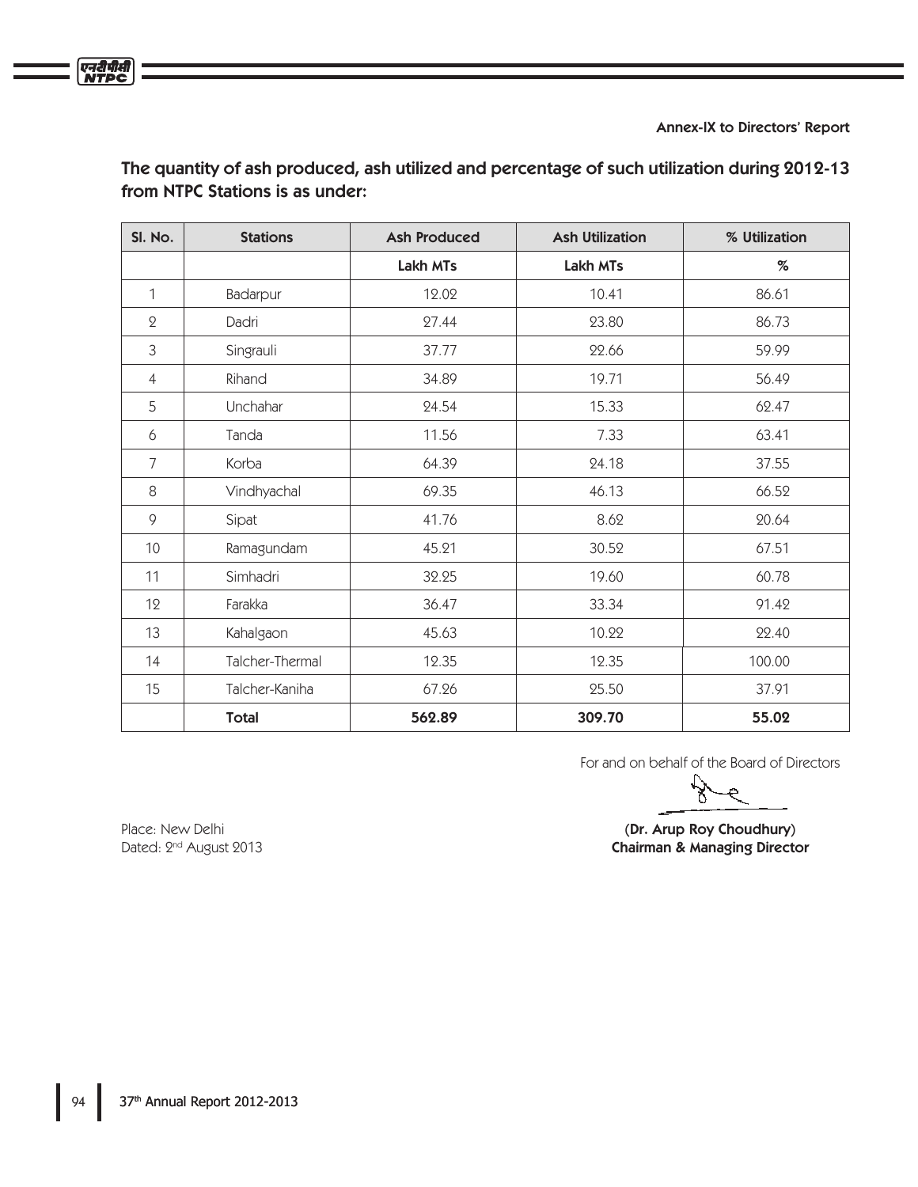Annex-IX to Directors' Report

## The quantity of ash produced, ash utilized and percentage of such utilization during 2012-13 from NTPC Stations is as under:

| Sl. No. | Stations | Ash Produced | Ash Utilization | % Utilization |
|---|---|---|---|---|
| | | **Lakh MTs** | **Lakh MTs** | **%** |
| 1 | Badarpur | 12.02 | 10.41 | 86.61 |
| 2 | Dadri | 27.44 | 23.80 | 86.73 |
| 3 | Singrauli | 37.77 | 22.66 | 59.99 |
| 4 | Rihand | 34.89 | 19.71 | 56.49 |
| 5 | Unchahar | 24.54 | 15.33 | 62.47 |
| 6 | Tanda | 11.56 | 7.33 | 63.41 |
| 7 | Korba | 64.39 | 24.18 | 37.55 |
| 8 | Vindhyachal | 69.35 | 46.13 | 66.52 |
| 9 | Sipat | 41.76 | 8.62 | 20.64 |
| 10 | Ramagundam | 45.21 | 30.52 | 67.51 |
| 11 | Simhadri | 32.25 | 19.60 | 60.78 |
| 12 | Farakka | 36.47 | 33.34 | 91.42 |
| 13 | Kahalgaon | 45.63 | 10.22 | 22.40 |
| 14 | Talcher-Thermal | 12.35 | 12.35 | 100.00 |
| 15 | Talcher-Kaniha | 67.26 | 25.50 | 37.91 |
| | **Total** | **562.89** | **309.70** | **55.02** |

For and on behalf of the Board of Directors

**(Dr. Arup Roy Choudhury)**
**Chairman & Managing Director**

Place: New Delhi
Dated: 2nd August 2013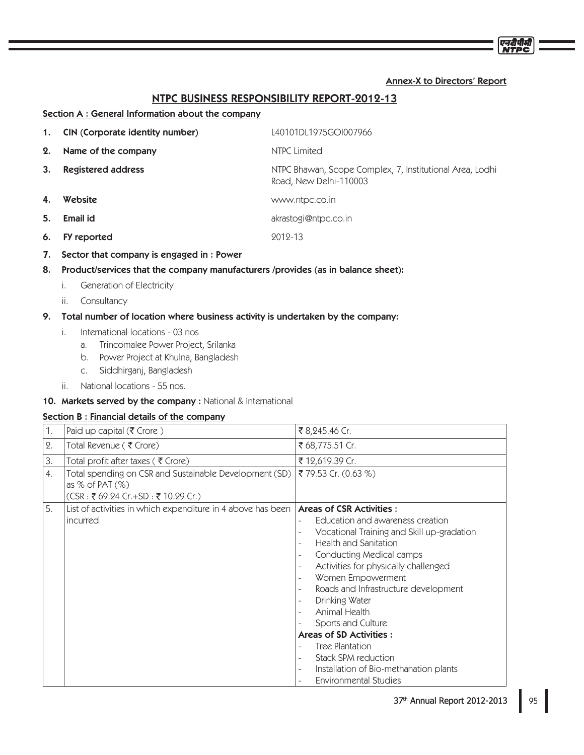**Annex-X to Directors' Report**

# NTPC BUSINESS RESPONSIBILITY REPORT-2012-13

## Section A : General Information about the company

1. **CIN (Corporate identity number)** L40101DL1975GOI007966
2. **Name of the company** NTPC Limited
3. **Registered address** NTPC Bhawan, Scope Complex, 7, Institutional Area, Lodhi Road, New Delhi-110003
4. **Website** www.ntpc.co.in
5. **Email id** akrastogi@ntpc.co.in
6. **FY reported** 2012-13
7. **Sector that company is engaged in : Power**
8. **Product/services that the company manufacturers /provides (as in balance sheet):**
   - i. Generation of Electricity
   - ii. Consultancy
9. **Total number of location where business activity is undertaken by the company:**
   - i. International locations - 03 nos
     - a. Trincomalee Power Project, Srilanka
     - b. Power Project at Khulna, Bangladesh
     - c. Siddhirganj, Bangladesh
   - ii. National locations - 55 nos.
10. **Markets served by the company :** National & International

## Section B : Financial details of the company

| | | |
|---|---|---|
| 1. | Paid up capital (₹ Crore ) | ₹ 8,245.46 Cr. |
| 2. | Total Revenue ( ₹ Crore) | ₹ 68,775.51 Cr. |
| 3. | Total profit after taxes ( ₹ Crore) | ₹ 12,619.39 Cr. |
| 4. | Total spending on CSR and Sustainable Development (SD) as % of PAT (%)<br>(CSR : ₹ 69.24 Cr.+SD : ₹ 10.29 Cr.) | ₹ 79.53 Cr. (0.63 %) |
| 5. | List of activities in which expenditure in 4 above has been incurred | **Areas of CSR Activities :**<br>- Education and awareness creation<br>- Vocational Training and Skill up-gradation<br>- Health and Sanitation<br>- Conducting Medical camps<br>- Activities for physically challenged<br>- Women Empowerment<br>- Roads and Infrastructure development<br>- Drinking Water<br>- Animal Health<br>- Sports and Culture<br>**Areas of SD Activities :**<br>- Tree Plantation<br>- Stack SPM reduction<br>- Installation of Bio-methanation plants<br>- Environmental Studies |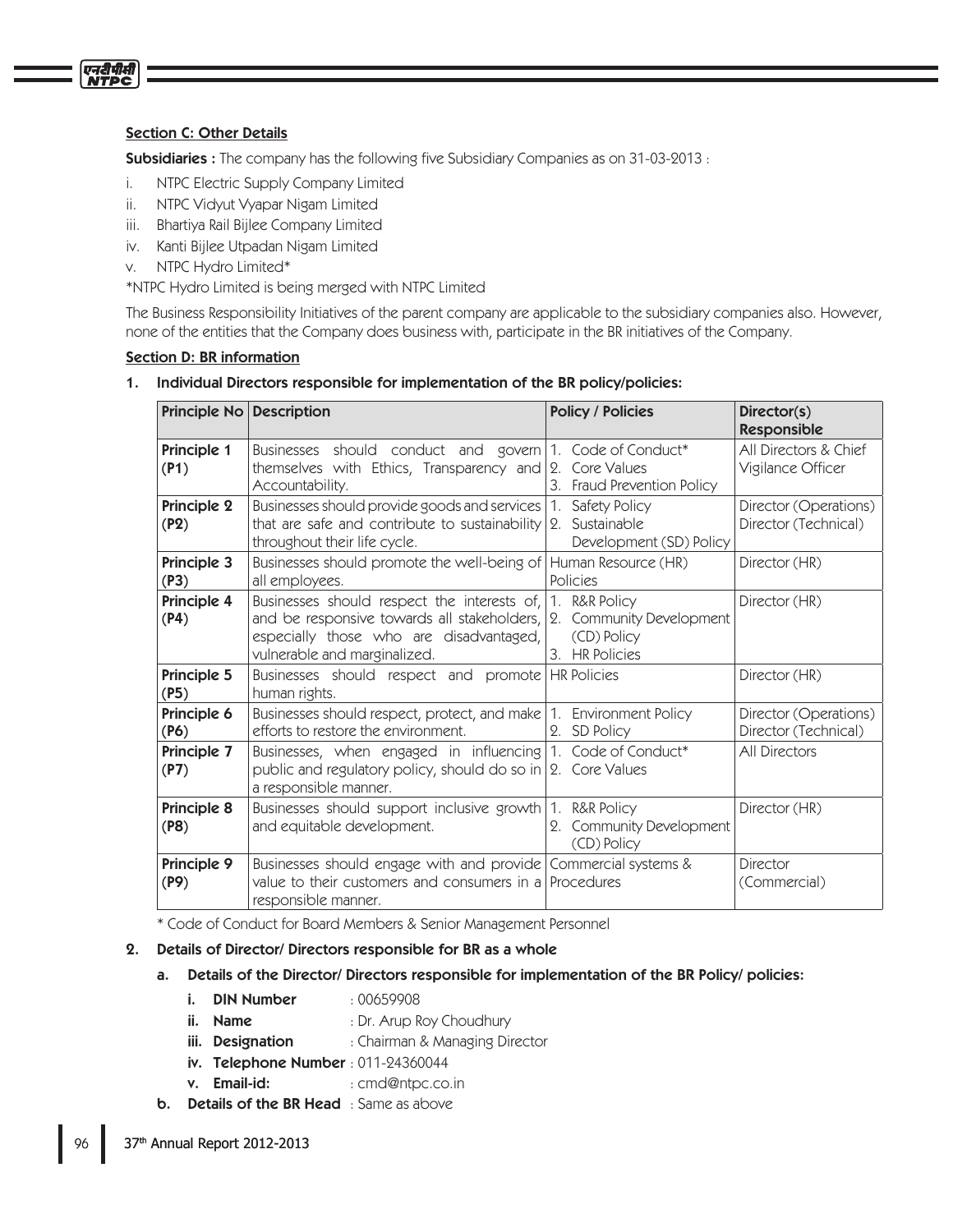### Section C: Other Details

**Subsidiaries :** The company has the following five Subsidiary Companies as on 31-03-2013 :

i. NTPC Electric Supply Company Limited
ii. NTPC Vidyut Vyapar Nigam Limited
iii. Bhartiya Rail Bijlee Company Limited
iv. Kanti Bijlee Utpadan Nigam Limited
v. NTPC Hydro Limited*

*NTPC Hydro Limited is being merged with NTPC Limited

The Business Responsibility Initiatives of the parent company are applicable to the subsidiary companies also. However, none of the entities that the Company does business with, participate in the BR initiatives of the Company.

### Section D: BR information

**1. Individual Directors responsible for implementation of the BR policy/policies:**

| Principle No | Description | Policy / Policies | Director(s) Responsible |
|---|---|---|---|
| **Principle 1 (P1)** | Businesses should conduct and govern themselves with Ethics, Transparency and Accountability. | 1. Code of Conduct*<br>2. Core Values<br>3. Fraud Prevention Policy | All Directors & Chief Vigilance Officer |
| **Principle 2 (P2)** | Businesses should provide goods and services that are safe and contribute to sustainability throughout their life cycle. | 1. Safety Policy<br>2. Sustainable Development (SD) Policy | Director (Operations)<br>Director (Technical) |
| **Principle 3 (P3)** | Businesses should promote the well-being of all employees. | Human Resource (HR) Policies | Director (HR) |
| **Principle 4 (P4)** | Businesses should respect the interests of, and be responsive towards all stakeholders, especially those who are disadvantaged, vulnerable and marginalized. | 1. R&R Policy<br>2. Community Development (CD) Policy<br>3. HR Policies | Director (HR) |
| **Principle 5 (P5)** | Businesses should respect and promote human rights. | HR Policies | Director (HR) |
| **Principle 6 (P6)** | Businesses should respect, protect, and make efforts to restore the environment. | 1. Environment Policy<br>2. SD Policy | Director (Operations)<br>Director (Technical) |
| **Principle 7 (P7)** | Businesses, when engaged in influencing public and regulatory policy, should do so in a responsible manner. | 1. Code of Conduct*<br>2. Core Values | All Directors |
| **Principle 8 (P8)** | Businesses should support inclusive growth and equitable development. | 1. R&R Policy<br>2. Community Development (CD) Policy | Director (HR) |
| **Principle 9 (P9)** | Businesses should engage with and provide value to their customers and consumers in a responsible manner. | Commercial systems & Procedures | Director (Commercial) |

\* Code of Conduct for Board Members & Senior Management Personnel

**2. Details of Director/ Directors responsible for BR as a whole**

**a. Details of the Director/ Directors responsible for implementation of the BR Policy/ policies:**

- **i. DIN Number** : 00659908
- **ii. Name** : Dr. Arup Roy Choudhury
- **iii. Designation** : Chairman & Managing Director
- **iv. Telephone Number** : 011-24360044
- **v. Email-id:** : cmd@ntpc.co.in

**b. Details of the BR Head** : Same as above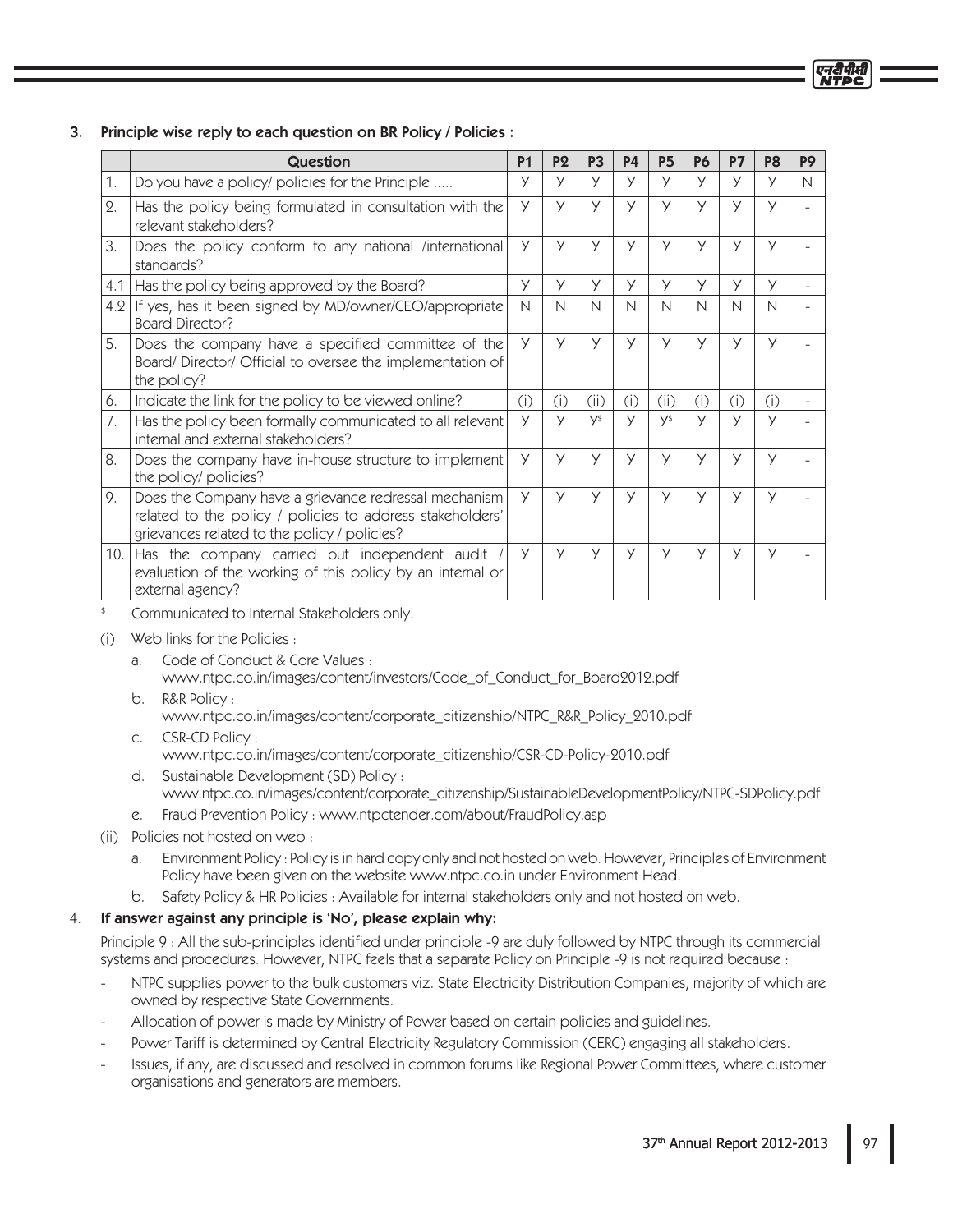### 3. Principle wise reply to each question on BR Policy / Policies :

| | Question | P1 | P2 | P3 | P4 | P5 | P6 | P7 | P8 | P9 |
|---|---|---|---|---|---|---|---|---|---|---|
| 1. | Do you have a policy/ policies for the Principle ..... | Y | Y | Y | Y | Y | Y | Y | Y | N |
| 2. | Has the policy being formulated in consultation with the relevant stakeholders? | Y | Y | Y | Y | Y | Y | Y | Y | - |
| 3. | Does the policy conform to any national /international standards? | Y | Y | Y | Y | Y | Y | Y | Y | - |
| 4.1 | Has the policy being approved by the Board? | Y | Y | Y | Y | Y | Y | Y | Y | - |
| 4.2 | If yes, has it been signed by MD/owner/CEO/appropriate Board Director? | N | N | N | N | N | N | N | N | - |
| 5. | Does the company have a specified committee of the Board/ Director/ Official to oversee the implementation of the policy? | Y | Y | Y | Y | Y | Y | Y | Y | - |
| 6. | Indicate the link for the policy to be viewed online? | (i) | (i) | (ii) | (i) | (ii) | (i) | (i) | (i) | - |
| 7. | Has the policy been formally communicated to all relevant internal and external stakeholders? | Y | Y | Y$ | Y | Y$ | Y | Y | Y | - |
| 8. | Does the company have in-house structure to implement the policy/ policies? | Y | Y | Y | Y | Y | Y | Y | Y | - |
| 9. | Does the Company have a grievance redressal mechanism related to the policy / policies to address stakeholders' grievances related to the policy / policies? | Y | Y | Y | Y | Y | Y | Y | Y | - |
| 10. | Has the company carried out independent audit / evaluation of the working of this policy by an internal or external agency? | Y | Y | Y | Y | Y | Y | Y | Y | - |

$ Communicated to Internal Stakeholders only.

(i) Web links for the Policies :

a. Code of Conduct & Core Values : www.ntpc.co.in/images/content/investors/Code_of_Conduct_for_Board2012.pdf

b. R&R Policy : www.ntpc.co.in/images/content/corporate_citizenship/NTPC_R&R_Policy_2010.pdf

c. CSR-CD Policy : www.ntpc.co.in/images/content/corporate_citizenship/CSR-CD-Policy-2010.pdf

d. Sustainable Development (SD) Policy : www.ntpc.co.in/images/content/corporate_citizenship/SustainableDevelopmentPolicy/NTPC-SDPolicy.pdf

e. Fraud Prevention Policy : www.ntpctender.com/about/FraudPolicy.asp

(ii) Policies not hosted on web :

a. Environment Policy : Policy is in hard copy only and not hosted on web. However, Principles of Environment Policy have been given on the website www.ntpc.co.in under Environment Head.

b. Safety Policy & HR Policies : Available for internal stakeholders only and not hosted on web.

### 4. If answer against any principle is 'No', please explain why:

Principle 9 : All the sub-principles identified under principle -9 are duly followed by NTPC through its commercial systems and procedures. However, NTPC feels that a separate Policy on Principle -9 is not required because :

- NTPC supplies power to the bulk customers viz. State Electricity Distribution Companies, majority of which are owned by respective State Governments.
- Allocation of power is made by Ministry of Power based on certain policies and guidelines.
- Power Tariff is determined by Central Electricity Regulatory Commission (CERC) engaging all stakeholders.
- Issues, if any, are discussed and resolved in common forums like Regional Power Committees, where customer organisations and generators are members.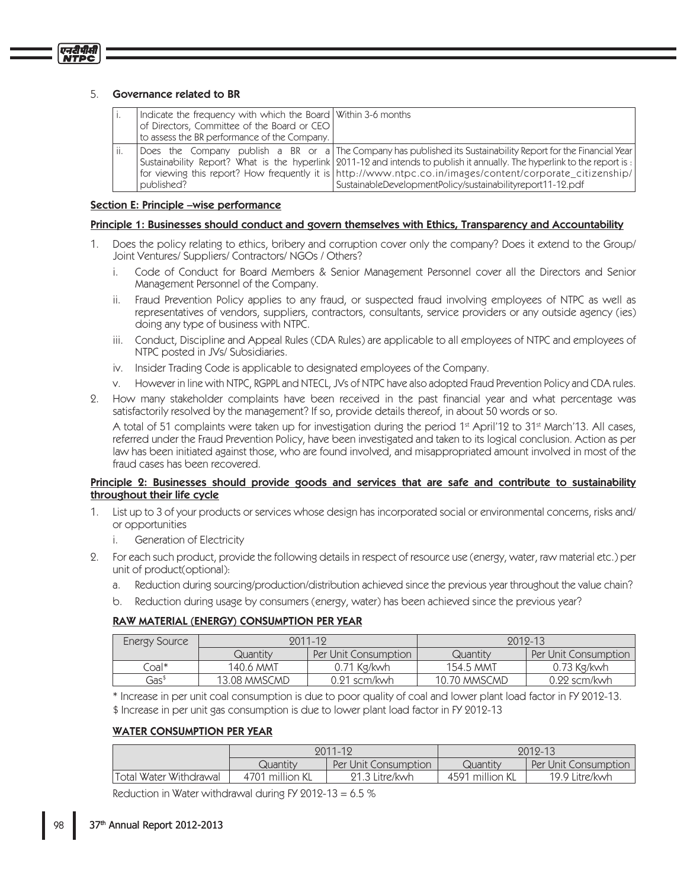5. **Governance related to BR**

| i. | Indicate the frequency with which the Board of Directors, Committee of the Board or CEO to assess the BR performance of the Company. | Within 3-6 months |
|---|---|---|
| ii. | Does the Company publish a BR or a Sustainability Report? What is the hyperlink for viewing this report? How frequently it is published? | The Company has published its Sustainability Report for the Financial Year 2011-12 and intends to publish it annually. The hyperlink to the report is : http://www.ntpc.co.in/images/content/corporate_citizenship/SustainableDevelopmentPolicy/sustainabilityreport11-12.pdf |

## Section E: Principle –wise performance

### Principle 1: Businesses should conduct and govern themselves with Ethics, Transparency and Accountability

1. Does the policy relating to ethics, bribery and corruption cover only the company? Does it extend to the Group/ Joint Ventures/ Suppliers/ Contractors/ NGOs / Others?
   i. Code of Conduct for Board Members & Senior Management Personnel cover all the Directors and Senior Management Personnel of the Company.
   ii. Fraud Prevention Policy applies to any fraud, or suspected fraud involving employees of NTPC as well as representatives of vendors, suppliers, contractors, consultants, service providers or any outside agency (ies) doing any type of business with NTPC.
   iii. Conduct, Discipline and Appeal Rules (CDA Rules) are applicable to all employees of NTPC and employees of NTPC posted in JVs/ Subsidiaries.
   iv. Insider Trading Code is applicable to designated employees of the Company.
   v. However in line with NTPC, RGPPL and NTECL, JVs of NTPC have also adopted Fraud Prevention Policy and CDA rules.
2. How many stakeholder complaints have been received in the past financial year and what percentage was satisfactorily resolved by the management? If so, provide details thereof, in about 50 words or so.

   A total of 51 complaints were taken up for investigation during the period 1st April'12 to 31st March'13. All cases, referred under the Fraud Prevention Policy, have been investigated and taken to its logical conclusion. Action as per law has been initiated against those, who are found involved, and misappropriated amount involved in most of the fraud cases has been recovered.

### Principle 2: Businesses should provide goods and services that are safe and contribute to sustainability throughout their life cycle

1. List up to 3 of your products or services whose design has incorporated social or environmental concerns, risks and/ or opportunities
   i. Generation of Electricity
2. For each such product, provide the following details in respect of resource use (energy, water, raw material etc.) per unit of product(optional):
   a. Reduction during sourcing/production/distribution achieved since the previous year throughout the value chain?
   b. Reduction during usage by consumers (energy, water) has been achieved since the previous year?

#### RAW MATERIAL (ENERGY) CONSUMPTION PER YEAR

| Energy Source | 2011-12 | | 2012-13 | |
|---|---|---|---|---|
| | Quantity | Per Unit Consumption | Quantity | Per Unit Consumption |
| Coal* | 140.6 MMT | 0.71 Kg/kwh | 154.5 MMT | 0.73 Kg/kwh |
| Gas$ | 13.08 MMSCMD | 0.21 scm/kwh | 10.70 MMSCMD | 0.22 scm/kwh |

\* Increase in per unit coal consumption is due to poor quality of coal and lower plant load factor in FY 2012-13.

$ Increase in per unit gas consumption is due to lower plant load factor in FY 2012-13

#### WATER CONSUMPTION PER YEAR

| | 2011-12 | | 2012-13 | |
|---|---|---|---|---|
| | Quantity | Per Unit Consumption | Quantity | Per Unit Consumption |
| Total Water Withdrawal | 4701 million KL | 21.3 Litre/kwh | 4591 million KL | 19.9 Litre/kwh |

Reduction in Water withdrawal during FY 2012-13 = 6.5 %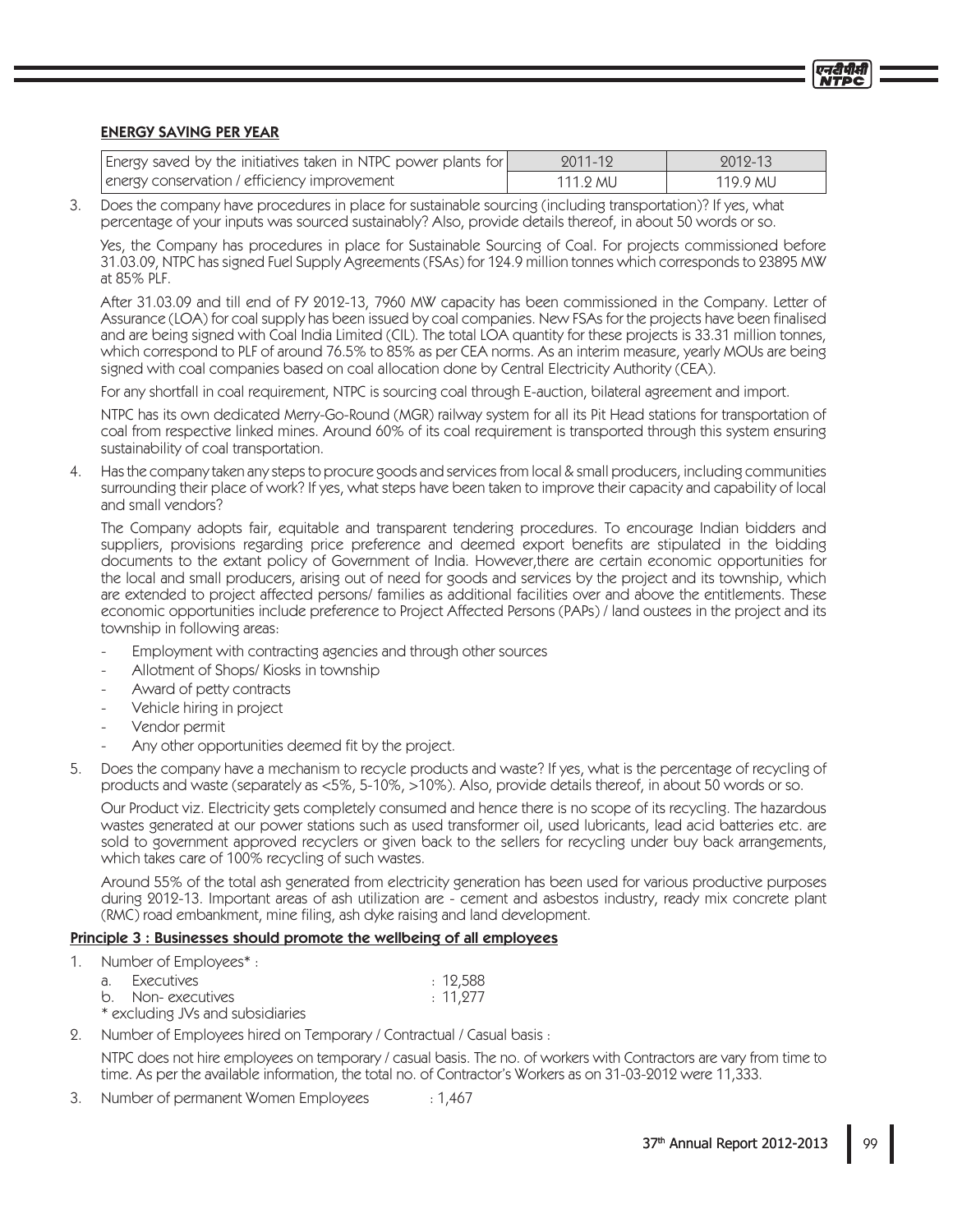### ENERGY SAVING PER YEAR

| Energy saved by the initiatives taken in NTPC power plants for energy conservation / efficiency improvement | 2011-12 | 2012-13 |
|---|---|---|
| | 111.2 MU | 119.9 MU |

3. Does the company have procedures in place for sustainable sourcing (including transportation)? If yes, what percentage of your inputs was sourced sustainably? Also, provide details thereof, in about 50 words or so.

   Yes, the Company has procedures in place for Sustainable Sourcing of Coal. For projects commissioned before 31.03.09, NTPC has signed Fuel Supply Agreements (FSAs) for 124.9 million tonnes which corresponds to 23895 MW at 85% PLF.

   After 31.03.09 and till end of FY 2012-13, 7960 MW capacity has been commissioned in the Company. Letter of Assurance (LOA) for coal supply has been issued by coal companies. New FSAs for the projects have been finalised and are being signed with Coal India Limited (CIL). The total LOA quantity for these projects is 33.31 million tonnes, which correspond to PLF of around 76.5% to 85% as per CEA norms. As an interim measure, yearly MOUs are being signed with coal companies based on coal allocation done by Central Electricity Authority (CEA).

   For any shortfall in coal requirement, NTPC is sourcing coal through E-auction, bilateral agreement and import.

   NTPC has its own dedicated Merry-Go-Round (MGR) railway system for all its Pit Head stations for transportation of coal from respective linked mines. Around 60% of its coal requirement is transported through this system ensuring sustainability of coal transportation.

4. Has the company taken any steps to procure goods and services from local & small producers, including communities surrounding their place of work? If yes, what steps have been taken to improve their capacity and capability of local and small vendors?

   The Company adopts fair, equitable and transparent tendering procedures. To encourage Indian bidders and suppliers, provisions regarding price preference and deemed export benefits are stipulated in the bidding documents to the extant policy of Government of India. However,there are certain economic opportunities for the local and small producers, arising out of need for goods and services by the project and its township, which are extended to project affected persons/ families as additional facilities over and above the entitlements. These economic opportunities include preference to Project Affected Persons (PAPs) / land oustees in the project and its township in following areas:

   - Employment with contracting agencies and through other sources
   - Allotment of Shops/ Kiosks in township
   - Award of petty contracts
   - Vehicle hiring in project
   - Vendor permit
   - Any other opportunities deemed fit by the project.

5. Does the company have a mechanism to recycle products and waste? If yes, what is the percentage of recycling of products and waste (separately as <5%, 5-10%, >10%). Also, provide details thereof, in about 50 words or so.

   Our Product viz. Electricity gets completely consumed and hence there is no scope of its recycling. The hazardous wastes generated at our power stations such as used transformer oil, used lubricants, lead acid batteries etc. are sold to government approved recyclers or given back to the sellers for recycling under buy back arrangements, which takes care of 100% recycling of such wastes.

   Around 55% of the total ash generated from electricity generation has been used for various productive purposes during 2012-13. Important areas of ash utilization are - cement and asbestos industry, ready mix concrete plant (RMC) road embankment, mine filing, ash dyke raising and land development.

### Principle 3 : Businesses should promote the wellbeing of all employees

1. Number of Employees* :
   a. Executives : 12,588
   b. Non- executives : 11,277
   
   \* excluding JVs and subsidiaries

2. Number of Employees hired on Temporary / Contractual / Casual basis :

   NTPC does not hire employees on temporary / casual basis. The no. of workers with Contractors are vary from time to time. As per the available information, the total no. of Contractor's Workers as on 31-03-2012 were 11,333.

3. Number of permanent Women Employees : 1,467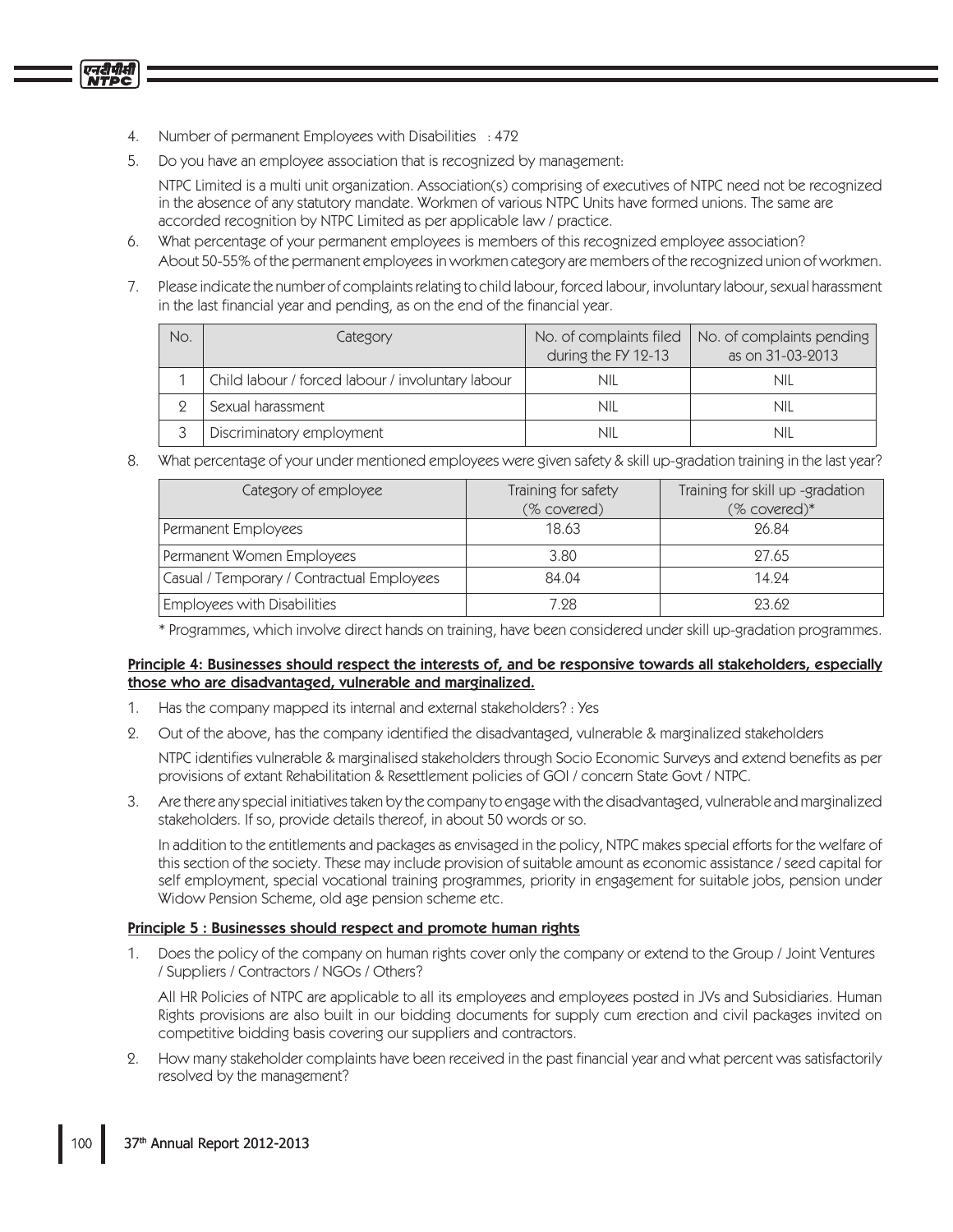4. Number of permanent Employees with Disabilities : 472
5. Do you have an employee association that is recognized by management:

   NTPC Limited is a multi unit organization. Association(s) comprising of executives of NTPC need not be recognized in the absence of any statutory mandate. Workmen of various NTPC Units have formed unions. The same are accorded recognition by NTPC Limited as per applicable law / practice.
6. What percentage of your permanent employees is members of this recognized employee association?

   About 50-55% of the permanent employees in workmen category are members of the recognized union of workmen.
7. Please indicate the number of complaints relating to child labour, forced labour, involuntary labour, sexual harassment in the last financial year and pending, as on the end of the financial year.

| No. | Category | No. of complaints filed during the FY 12-13 | No. of complaints pending as on 31-03-2013 |
|---|---|---|---|
| 1 | Child labour / forced labour / involuntary labour | NIL | NIL |
| 2 | Sexual harassment | NIL | NIL |
| 3 | Discriminatory employment | NIL | NIL |

8. What percentage of your under mentioned employees were given safety & skill up-gradation training in the last year?

| Category of employee | Training for safety (% covered) | Training for skill up -gradation (% covered)* |
|---|---|---|
| Permanent Employees | 18.63 | 26.84 |
| Permanent Women Employees | 3.80 | 27.65 |
| Casual / Temporary / Contractual Employees | 84.04 | 14.24 |
| Employees with Disabilities | 7.28 | 23.62 |

\* Programmes, which involve direct hands on training, have been considered under skill up-gradation programmes.

**Principle 4: Businesses should respect the interests of, and be responsive towards all stakeholders, especially those who are disadvantaged, vulnerable and marginalized.**

1. Has the company mapped its internal and external stakeholders? : Yes
2. Out of the above, has the company identified the disadvantaged, vulnerable & marginalized stakeholders

   NTPC identifies vulnerable & marginalised stakeholders through Socio Economic Surveys and extend benefits as per provisions of extant Rehabilitation & Resettlement policies of GOI / concern State Govt / NTPC.
3. Are there any special initiatives taken by the company to engage with the disadvantaged, vulnerable and marginalized stakeholders. If so, provide details thereof, in about 50 words or so.

   In addition to the entitlements and packages as envisaged in the policy, NTPC makes special efforts for the welfare of this section of the society. These may include provision of suitable amount as economic assistance / seed capital for self employment, special vocational training programmes, priority in engagement for suitable jobs, pension under Widow Pension Scheme, old age pension scheme etc.

**Principle 5 : Businesses should respect and promote human rights**

1. Does the policy of the company on human rights cover only the company or extend to the Group / Joint Ventures / Suppliers / Contractors / NGOs / Others?

   All HR Policies of NTPC are applicable to all its employees and employees posted in JVs and Subsidiaries. Human Rights provisions are also built in our bidding documents for supply cum erection and civil packages invited on competitive bidding basis covering our suppliers and contractors.
2. How many stakeholder complaints have been received in the past financial year and what percent was satisfactorily resolved by the management?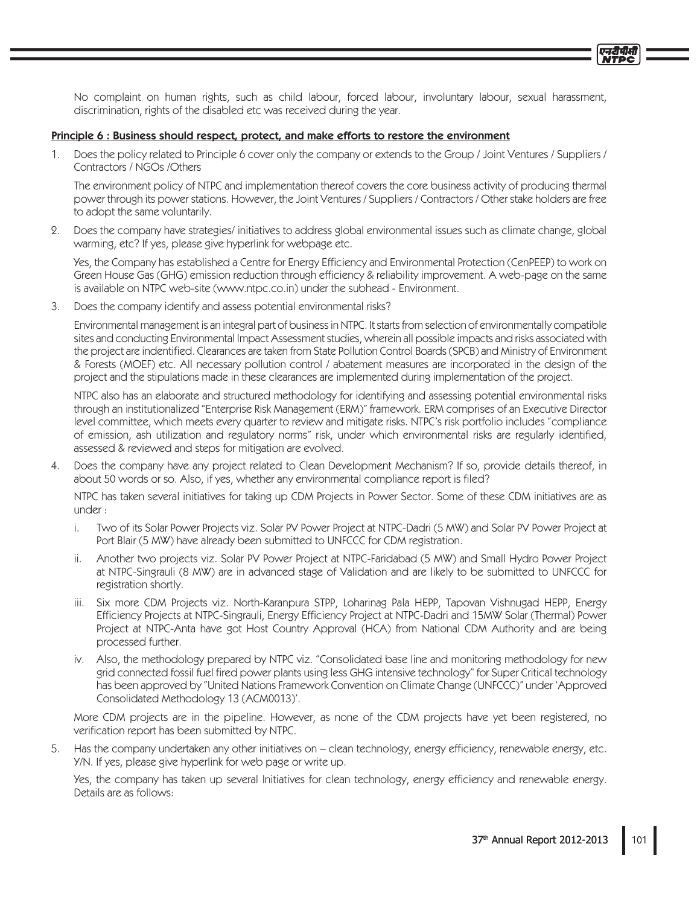No complaint on human rights, such as child labour, forced labour, involuntary labour, sexual harassment, discrimination, rights of the disabled etc was received during the year.

**Principle 6 : Business should respect, protect, and make efforts to restore the environment**

1. Does the policy related to Principle 6 cover only the company or extends to the Group / Joint Ventures / Suppliers / Contractors / NGOs /Others

   The environment policy of NTPC and implementation thereof covers the core business activity of producing thermal power through its power stations. However, the Joint Ventures / Suppliers / Contractors / Other stake holders are free to adopt the same voluntarily.

2. Does the company have strategies/ initiatives to address global environmental issues such as climate change, global warming, etc? If yes, please give hyperlink for webpage etc.

   Yes, the Company has established a Centre for Energy Efficiency and Environmental Protection (CenPEEP) to work on Green House Gas (GHG) emission reduction through efficiency & reliability improvement. A web-page on the same is available on NTPC web-site (www.ntpc.co.in) under the subhead - Environment.

3. Does the company identify and assess potential environmental risks?

   Environmental management is an integral part of business in NTPC. It starts from selection of environmentally compatible sites and conducting Environmental Impact Assessment studies, wherein all possible impacts and risks associated with the project are indentified. Clearances are taken from State Pollution Control Boards (SPCB) and Ministry of Environment & Forests (MOEF) etc. All necessary pollution control / abatement measures are incorporated in the design of the project and the stipulations made in these clearances are implemented during implementation of the project.

   NTPC also has an elaborate and structured methodology for identifying and assessing potential environmental risks through an institutionalized "Enterprise Risk Management (ERM)" framework. ERM comprises of an Executive Director level committee, which meets every quarter to review and mitigate risks. NTPC's risk portfolio includes "compliance of emission, ash utilization and regulatory norms" risk, under which environmental risks are regularly identified, assessed & reviewed and steps for mitigation are evolved.

4. Does the company have any project related to Clean Development Mechanism? If so, provide details thereof, in about 50 words or so. Also, if yes, whether any environmental compliance report is filed?

   NTPC has taken several initiatives for taking up CDM Projects in Power Sector. Some of these CDM initiatives are as under :

   i. Two of its Solar Power Projects viz. Solar PV Power Project at NTPC-Dadri (5 MW) and Solar PV Power Project at Port Blair (5 MW) have already been submitted to UNFCCC for CDM registration.

   ii. Another two projects viz. Solar PV Power Project at NTPC-Faridabad (5 MW) and Small Hydro Power Project at NTPC-Singrauli (8 MW) are in advanced stage of Validation and are likely to be submitted to UNFCCC for registration shortly.

   iii. Six more CDM Projects viz. North-Karanpura STPP, Loharinag Pala HEPP, Tapovan Vishnugad HEPP, Energy Efficiency Projects at NTPC-Singrauli, Energy Efficiency Project at NTPC-Dadri and 15MW Solar (Thermal) Power Project at NTPC-Anta have got Host Country Approval (HCA) from National CDM Authority and are being processed further.

   iv. Also, the methodology prepared by NTPC viz. "Consolidated base line and monitoring methodology for new grid connected fossil fuel fired power plants using less GHG intensive technology" for Super Critical technology has been approved by "United Nations Framework Convention on Climate Change (UNFCCC)" under 'Approved Consolidated Methodology 13 (ACM0013)'.

   More CDM projects are in the pipeline. However, as none of the CDM projects have yet been registered, no verification report has been submitted by NTPC.

5. Has the company undertaken any other initiatives on – clean technology, energy efficiency, renewable energy, etc. Y/N. If yes, please give hyperlink for web page or write up.

   Yes, the company has taken up several Initiatives for clean technology, energy efficiency and renewable energy. Details are as follows: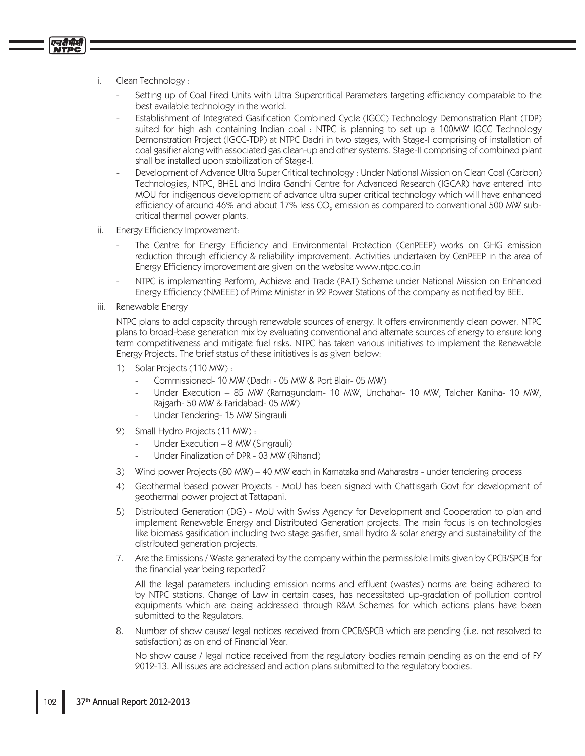i. Clean Technology :

- Setting up of Coal Fired Units with Ultra Supercritical Parameters targeting efficiency comparable to the best available technology in the world.
- Establishment of Integrated Gasification Combined Cycle (IGCC) Technology Demonstration Plant (TDP) suited for high ash containing Indian coal : NTPC is planning to set up a 100MW IGCC Technology Demonstration Project (IGCC-TDP) at NTPC Dadri in two stages, with Stage-I comprising of installation of coal gasifier along with associated gas clean-up and other systems. Stage-II comprising of combined plant shall be installed upon stabilization of Stage-I.
- Development of Advance Ultra Super Critical technology : Under National Mission on Clean Coal (Carbon) Technologies, NTPC, BHEL and Indira Gandhi Centre for Advanced Research (IGCAR) have entered into MOU for indigenous development of advance ultra super critical technology which will have enhanced efficiency of around 46% and about 17% less $CO_2$ emission as compared to conventional 500 MW sub-critical thermal power plants.

ii. Energy Efficiency Improvement:

- The Centre for Energy Efficiency and Environmental Protection (CenPEEP) works on GHG emission reduction through efficiency & reliability improvement. Activities undertaken by CenPEEP in the area of Energy Efficiency improvement are given on the website www.ntpc.co.in
- NTPC is implementing Perform, Achieve and Trade (PAT) Scheme under National Mission on Enhanced Energy Efficiency (NMEEE) of Prime Minister in 22 Power Stations of the company as notified by BEE.

iii. Renewable Energy

NTPC plans to add capacity through renewable sources of energy. It offers environmently clean power. NTPC plans to broad-base generation mix by evaluating conventional and alternate sources of energy to ensure long term competitiveness and mitigate fuel risks. NTPC has taken various initiatives to implement the Renewable Energy Projects. The brief status of these initiatives is as given below:

1) Solar Projects (110 MW) :
   - Commissioned- 10 MW (Dadri - 05 MW & Port Blair- 05 MW)
   - Under Execution – 85 MW (Ramagundam- 10 MW, Unchahar- 10 MW, Talcher Kaniha- 10 MW, Rajgarh- 50 MW & Faridabad- 05 MW)
   - Under Tendering- 15 MW Singrauli
2) Small Hydro Projects (11 MW) :
   - Under Execution – 8 MW (Singrauli)
   - Under Finalization of DPR - 03 MW (Rihand)
3) Wind power Projects (80 MW) – 40 MW each in Karnataka and Maharastra - under tendering process
4) Geothermal based power Projects - MoU has been signed with Chattisgarh Govt for development of geothermal power project at Tattapani.
5) Distributed Generation (DG) - MoU with Swiss Agency for Development and Cooperation to plan and implement Renewable Energy and Distributed Generation projects. The main focus is on technologies like biomass gasification including two stage gasifier, small hydro & solar energy and sustainability of the distributed generation projects.

7. Are the Emissions / Waste generated by the company within the permissible limits given by CPCB/SPCB for the financial year being reported?

   All the legal parameters including emission norms and effluent (wastes) norms are being adhered to by NTPC stations. Change of Law in certain cases, has necessitated up-gradation of pollution control equipments which are being addressed through R&M Schemes for which actions plans have been submitted to the Regulators.

8. Number of show cause/ legal notices received from CPCB/SPCB which are pending (i.e. not resolved to satisfaction) as on end of Financial Year.

   No show cause / legal notice received from the regulatory bodies remain pending as on the end of FY 2012-13. All issues are addressed and action plans submitted to the regulatory bodies.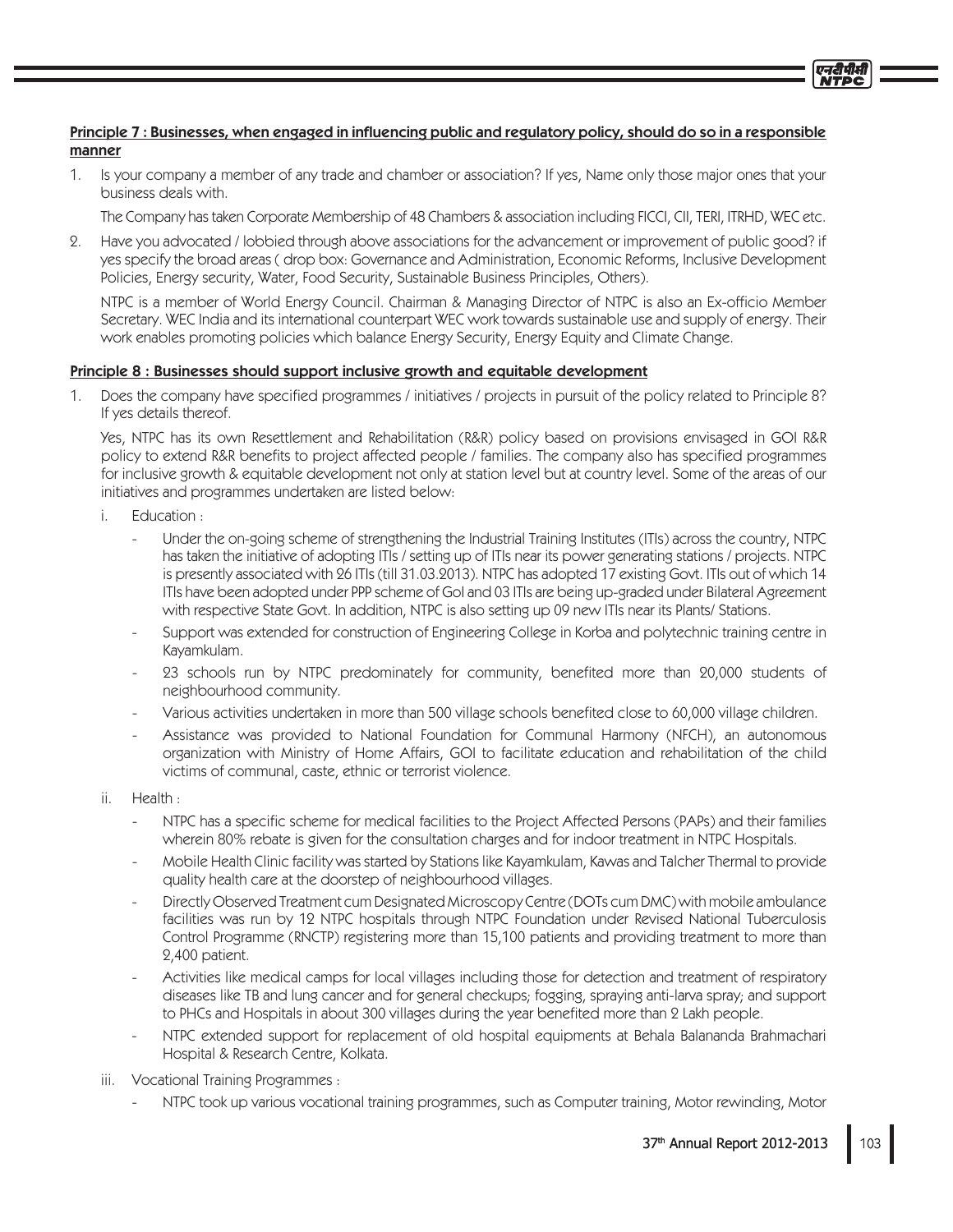**Principle 7 : Businesses, when engaged in influencing public and regulatory policy, should do so in a responsible manner**

1. Is your company a member of any trade and chamber or association? If yes, Name only those major ones that your business deals with.

   The Company has taken Corporate Membership of 48 Chambers & association including FICCI, CII, TERI, ITRHD, WEC etc.

2. Have you advocated / lobbied through above associations for the advancement or improvement of public good? if yes specify the broad areas ( drop box: Governance and Administration, Economic Reforms, Inclusive Development Policies, Energy security, Water, Food Security, Sustainable Business Principles, Others).

   NTPC is a member of World Energy Council. Chairman & Managing Director of NTPC is also an Ex-officio Member Secretary. WEC India and its international counterpart WEC work towards sustainable use and supply of energy. Their work enables promoting policies which balance Energy Security, Energy Equity and Climate Change.

**Principle 8 : Businesses should support inclusive growth and equitable development**

1. Does the company have specified programmes / initiatives / projects in pursuit of the policy related to Principle 8? If yes details thereof.

   Yes, NTPC has its own Resettlement and Rehabilitation (R&R) policy based on provisions envisaged in GOI R&R policy to extend R&R benefits to project affected people / families. The company also has specified programmes for inclusive growth & equitable development not only at station level but at country level. Some of the areas of our initiatives and programmes undertaken are listed below:

   i. Education :

      - Under the on-going scheme of strengthening the Industrial Training Institutes (ITIs) across the country, NTPC has taken the initiative of adopting ITIs / setting up of ITIs near its power generating stations / projects. NTPC is presently associated with 26 ITIs (till 31.03.2013). NTPC has adopted 17 existing Govt. ITIs out of which 14 ITIs have been adopted under PPP scheme of GoI and 03 ITIs are being up-graded under Bilateral Agreement with respective State Govt. In addition, NTPC is also setting up 09 new ITIs near its Plants/ Stations.
      - Support was extended for construction of Engineering College in Korba and polytechnic training centre in Kayamkulam.
      - 23 schools run by NTPC predominately for community, benefited more than 20,000 students of neighbourhood community.
      - Various activities undertaken in more than 500 village schools benefited close to 60,000 village children.
      - Assistance was provided to National Foundation for Communal Harmony (NFCH), an autonomous organization with Ministry of Home Affairs, GOI to facilitate education and rehabilitation of the child victims of communal, caste, ethnic or terrorist violence.

   ii. Health :

      - NTPC has a specific scheme for medical facilities to the Project Affected Persons (PAPs) and their families wherein 80% rebate is given for the consultation charges and for indoor treatment in NTPC Hospitals.
      - Mobile Health Clinic facility was started by Stations like Kayamkulam, Kawas and Talcher Thermal to provide quality health care at the doorstep of neighbourhood villages.
      - Directly Observed Treatment cum Designated Microscopy Centre (DOTs cum DMC) with mobile ambulance facilities was run by 12 NTPC hospitals through NTPC Foundation under Revised National Tuberculosis Control Programme (RNCTP) registering more than 15,100 patients and providing treatment to more than 2,400 patient.
      - Activities like medical camps for local villages including those for detection and treatment of respiratory diseases like TB and lung cancer and for general checkups; fogging, spraying anti-larva spray; and support to PHCs and Hospitals in about 300 villages during the year benefited more than 2 Lakh people.
      - NTPC extended support for replacement of old hospital equipments at Behala Balananda Brahmachari Hospital & Research Centre, Kolkata.

   iii. Vocational Training Programmes :

      - NTPC took up various vocational training programmes, such as Computer training, Motor rewinding, Motor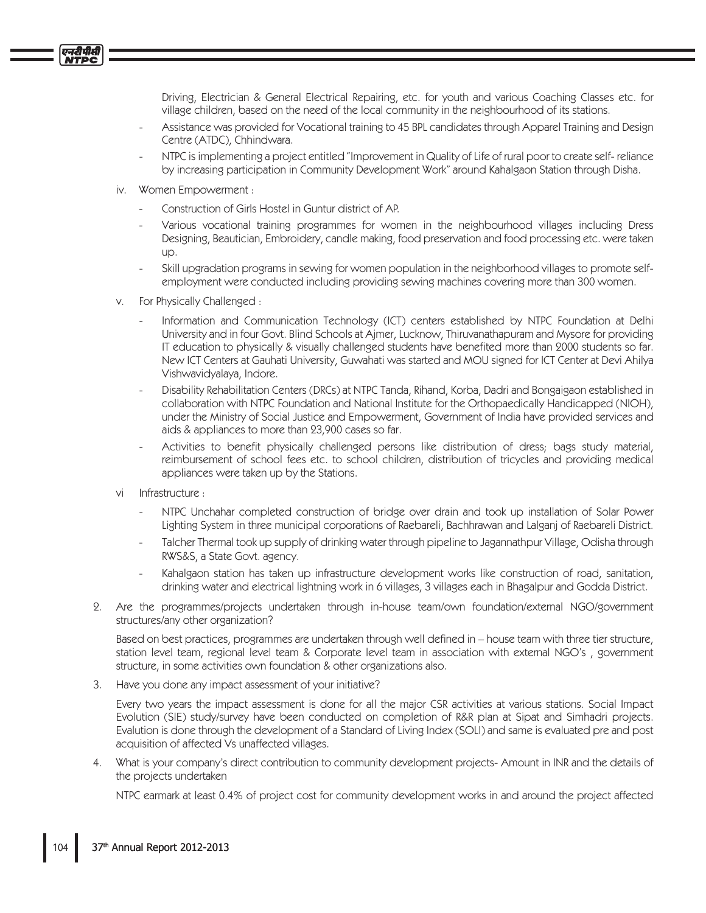Driving, Electrician & General Electrical Repairing, etc. for youth and various Coaching Classes etc. for village children, based on the need of the local community in the neighbourhood of its stations.

- Assistance was provided for Vocational training to 45 BPL candidates through Apparel Training and Design Centre (ATDC), Chhindwara.
- NTPC is implementing a project entitled "Improvement in Quality of Life of rural poor to create self- reliance by increasing participation in Community Development Work" around Kahalgaon Station through Disha.

iv. Women Empowerment :

- Construction of Girls Hostel in Guntur district of AP.
- Various vocational training programmes for women in the neighbourhood villages including Dress Designing, Beautician, Embroidery, candle making, food preservation and food processing etc. were taken up.
- Skill upgradation programs in sewing for women population in the neighborhood villages to promote self-employment were conducted including providing sewing machines covering more than 300 women.

v. For Physically Challenged :

- Information and Communication Technology (ICT) centers established by NTPC Foundation at Delhi University and in four Govt. Blind Schools at Ajmer, Lucknow, Thiruvanathapuram and Mysore for providing IT education to physically & visually challenged students have benefited more than 2000 students so far. New ICT Centers at Gauhati University, Guwahati was started and MOU signed for ICT Center at Devi Ahilya Vishwavidyalaya, Indore.
- Disability Rehabilitation Centers (DRCs) at NTPC Tanda, Rihand, Korba, Dadri and Bongaigaon established in collaboration with NTPC Foundation and National Institute for the Orthopaedically Handicapped (NIOH), under the Ministry of Social Justice and Empowerment, Government of India have provided services and aids & appliances to more than 23,900 cases so far.
- Activities to benefit physically challenged persons like distribution of dress; bags study material, reimbursement of school fees etc. to school children, distribution of tricycles and providing medical appliances were taken up by the Stations.

vi Infrastructure :

- NTPC Unchahar completed construction of bridge over drain and took up installation of Solar Power Lighting System in three municipal corporations of Raebareli, Bachhrawan and Lalganj of Raebareli District.
- Talcher Thermal took up supply of drinking water through pipeline to Jagannathpur Village, Odisha through RWS&S, a State Govt. agency.
- Kahalgaon station has taken up infrastructure development works like construction of road, sanitation, drinking water and electrical lightning work in 6 villages, 3 villages each in Bhagalpur and Godda District.

2. Are the programmes/projects undertaken through in-house team/own foundation/external NGO/government structures/any other organization?

Based on best practices, programmes are undertaken through well defined in – house team with three tier structure, station level team, regional level team & Corporate level team in association with external NGO's , government structure, in some activities own foundation & other organizations also.

3. Have you done any impact assessment of your initiative?

Every two years the impact assessment is done for all the major CSR activities at various stations. Social Impact Evolution (SIE) study/survey have been conducted on completion of R&R plan at Sipat and Simhadri projects. Evalution is done through the development of a Standard of Living Index (SOLI) and same is evaluated pre and post acquisition of affected Vs unaffected villages.

4. What is your company's direct contribution to community development projects- Amount in INR and the details of the projects undertaken

NTPC earmark at least 0.4% of project cost for community development works in and around the project affected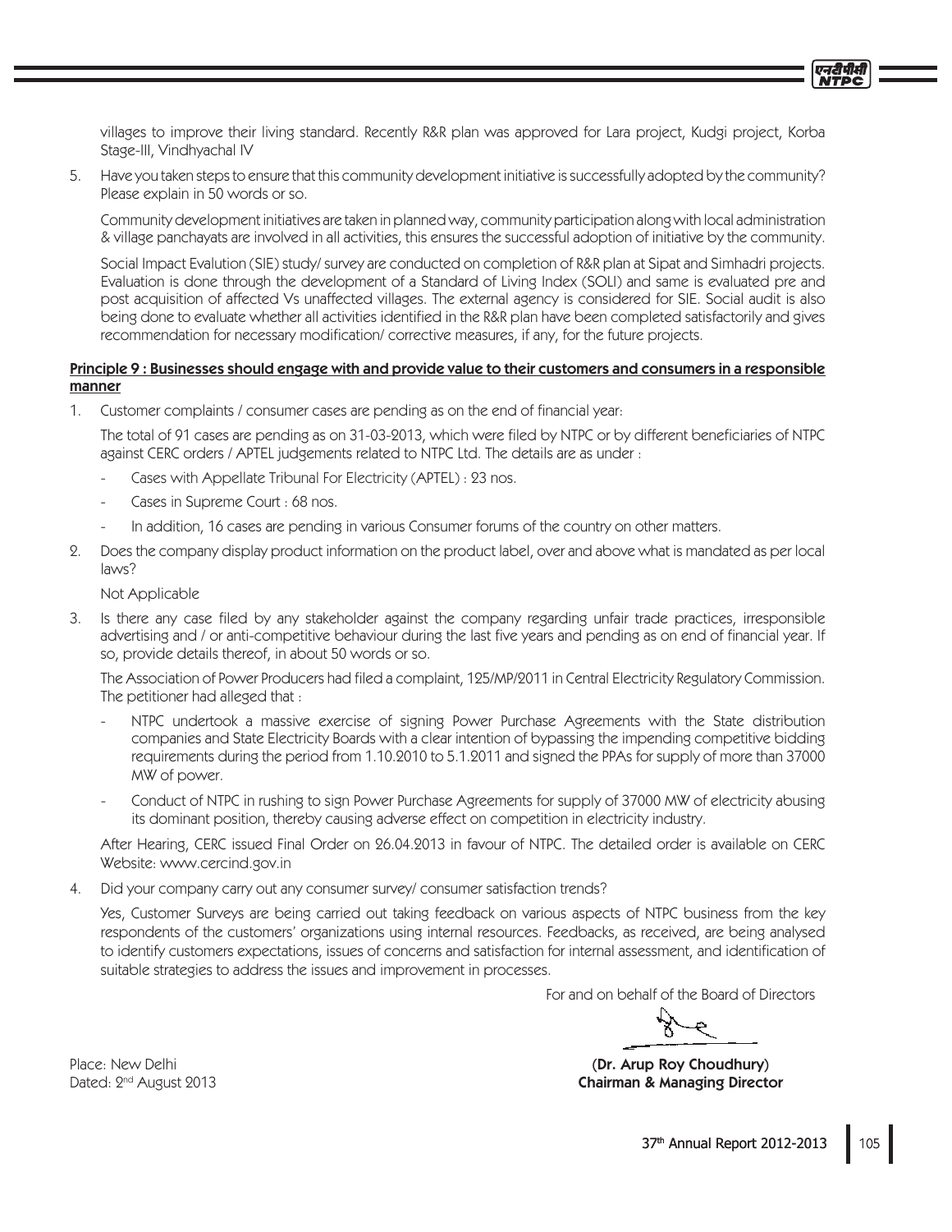villages to improve their living standard. Recently R&R plan was approved for Lara project, Kudgi project, Korba Stage-III, Vindhyachal IV

5. Have you taken steps to ensure that this community development initiative is successfully adopted by the community? Please explain in 50 words or so.

   Community development initiatives are taken in planned way, community participation along with local administration & village panchayats are involved in all activities, this ensures the successful adoption of initiative by the community.

   Social Impact Evalution (SIE) study/ survey are conducted on completion of R&R plan at Sipat and Simhadri projects. Evaluation is done through the development of a Standard of Living Index (SOLI) and same is evaluated pre and post acquisition of affected Vs unaffected villages. The external agency is considered for SIE. Social audit is also being done to evaluate whether all activities identified in the R&R plan have been completed satisfactorily and gives recommendation for necessary modification/ corrective measures, if any, for the future projects.

**Principle 9 : Businesses should engage with and provide value to their customers and consumers in a responsible manner**

1. Customer complaints / consumer cases are pending as on the end of financial year:

   The total of 91 cases are pending as on 31-03-2013, which were filed by NTPC or by different beneficiaries of NTPC against CERC orders / APTEL judgements related to NTPC Ltd. The details are as under :

   - Cases with Appellate Tribunal For Electricity (APTEL) : 23 nos.
   - Cases in Supreme Court : 68 nos.
   - In addition, 16 cases are pending in various Consumer forums of the country on other matters.

2. Does the company display product information on the product label, over and above what is mandated as per local laws?

   Not Applicable

3. Is there any case filed by any stakeholder against the company regarding unfair trade practices, irresponsible advertising and / or anti-competitive behaviour during the last five years and pending as on end of financial year. If so, provide details thereof, in about 50 words or so.

   The Association of Power Producers had filed a complaint, 125/MP/2011 in Central Electricity Regulatory Commission. The petitioner had alleged that :

   - NTPC undertook a massive exercise of signing Power Purchase Agreements with the State distribution companies and State Electricity Boards with a clear intention of bypassing the impending competitive bidding requirements during the period from 1.10.2010 to 5.1.2011 and signed the PPAs for supply of more than 37000 MW of power.
   - Conduct of NTPC in rushing to sign Power Purchase Agreements for supply of 37000 MW of electricity abusing its dominant position, thereby causing adverse effect on competition in electricity industry.

   After Hearing, CERC issued Final Order on 26.04.2013 in favour of NTPC. The detailed order is available on CERC Website: www.cercind.gov.in

4. Did your company carry out any consumer survey/ consumer satisfaction trends?

   Yes, Customer Surveys are being carried out taking feedback on various aspects of NTPC business from the key respondents of the customers' organizations using internal resources. Feedbacks, as received, are being analysed to identify customers expectations, issues of concerns and satisfaction for internal assessment, and identification of suitable strategies to address the issues and improvement in processes.

For and on behalf of the Board of Directors

Place: New Delhi
Dated: 2nd August 2013

**(Dr. Arup Roy Choudhury)**
**Chairman & Managing Director**